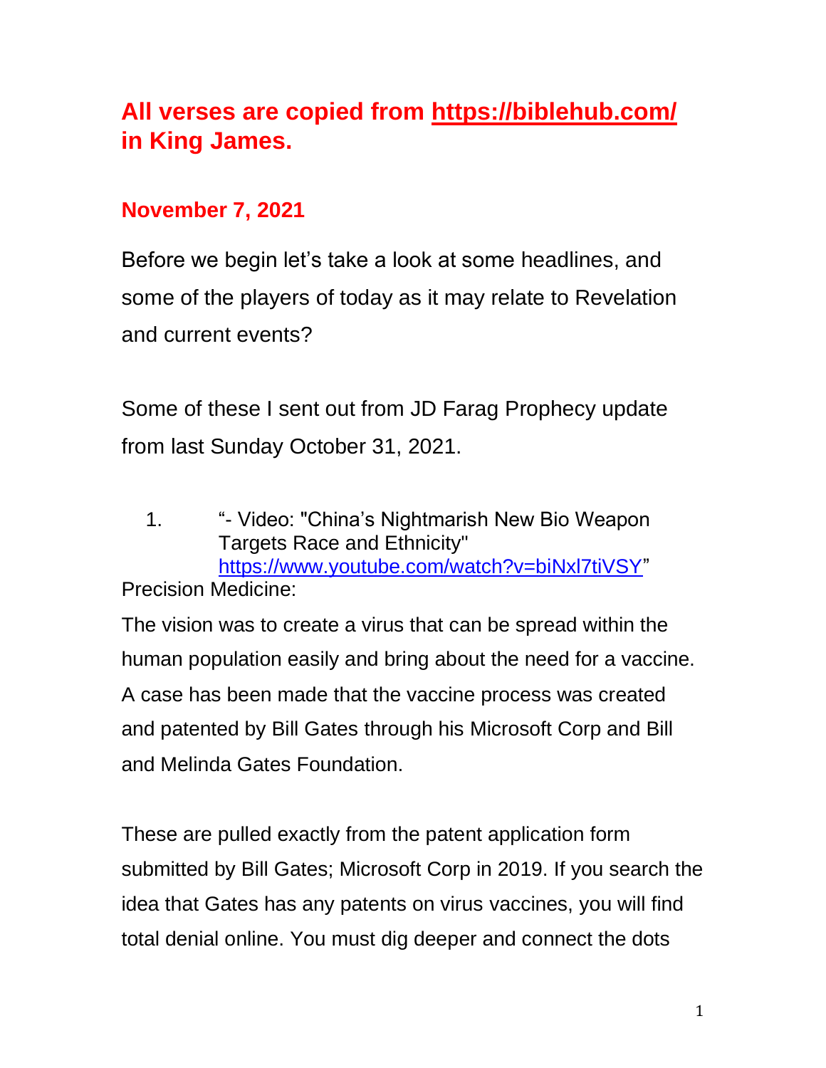## All verses are copied from [https://biblehub.com/](https://biblehub.com/) in King James.

### November 7, 2021

Before we begin let's take a look at some headlines, and some of the players of today as it may relate to Revelation and current events?

Some of these I sent out from JD Farag Prophecy update from last Sunday October 31, 2021.

1. "- Video: "China's Nightmarish New Bio Weapon Targets Race and Ethnicity" [https://www.youtube.com/watch?v=biNxl7tiVSY](https://www.youtube.com/watch?v=biNxl7tiVSY)"

Precision Medicine:

The vision was to create a virus that can be spread within the human population easily and bring about the need for a vaccine. A case has been made that the vaccine process was created and patented by Bill Gates through his Microsoft Corp and Bill and Melinda Gates Foundation.

These are pulled exactly from the patent application form submitted by Bill Gates; Microsoft Corp in 2019. If you search the idea that Gates has any patents on virus vaccines, you will find total denial online. You must dig deeper and connect the dots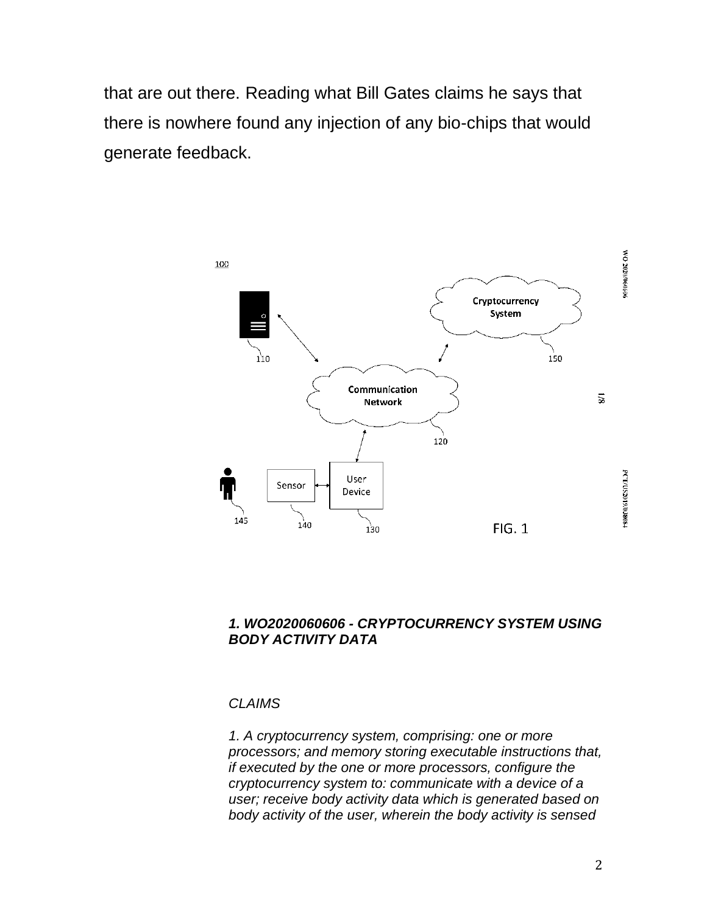that are out there. Reading what Bill Gates claims he says that there is nowhere found any injection of any bio-chips that would generate feedback.

100

Cryptocurrency System

110

150

Communication Network

120

Sensor

User Device

145

140

130

FIG. 1

***1. WO2020060606 - CRYPTOCURRENCY SYSTEM USING BODY ACTIVITY DATA***

*CLAIMS*

*1. A cryptocurrency system, comprising: one or more processors; and memory storing executable instructions that, if executed by the one or more processors, configure the cryptocurrency system to: communicate with a device of a user; receive body activity data which is generated based on body activity of the user, wherein the body activity is sensed*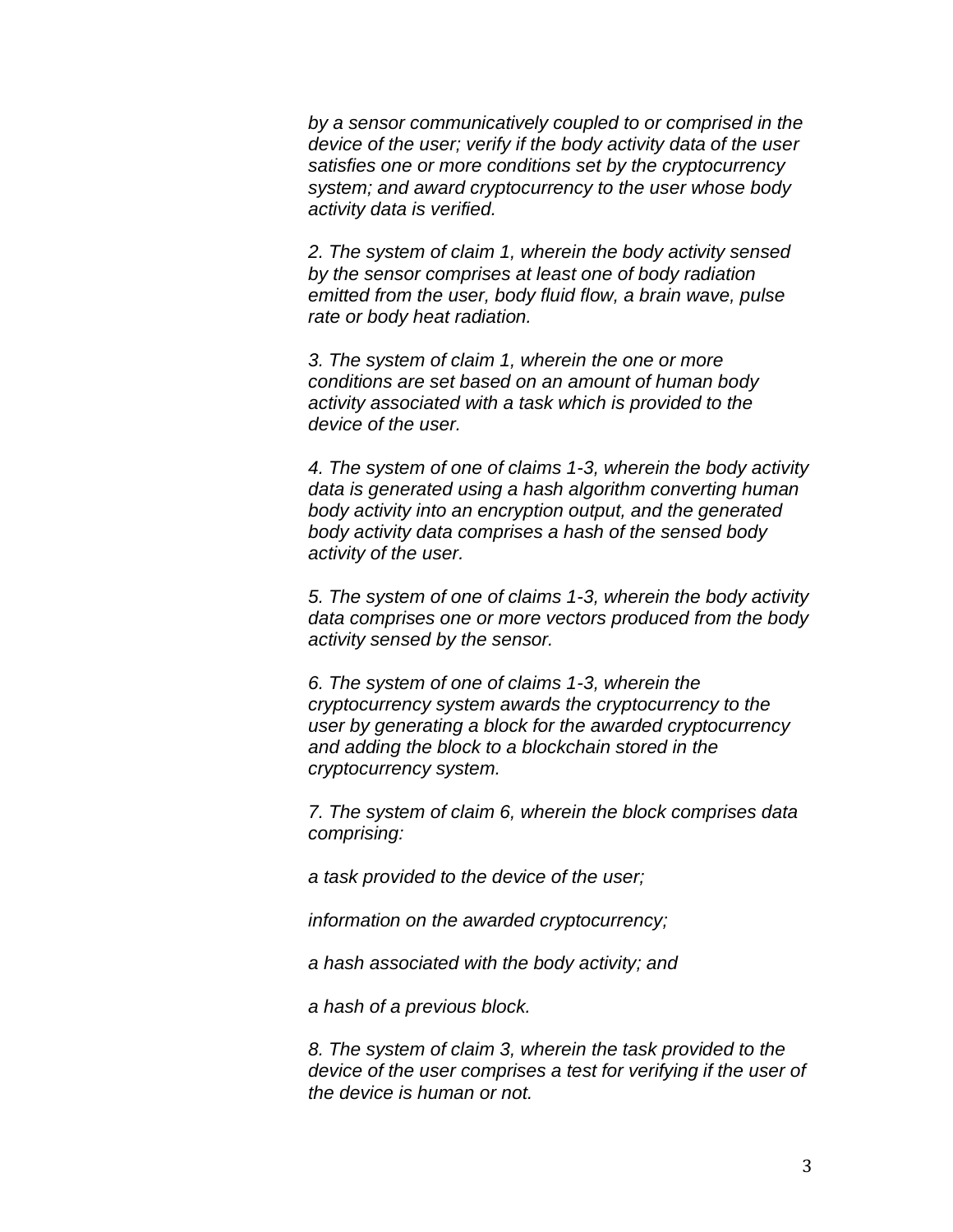*by a sensor communicatively coupled to or comprised in the device of the user; verify if the body activity data of the user satisfies one or more conditions set by the cryptocurrency system; and award cryptocurrency to the user whose body activity data is verified.*

*2. The system of claim 1, wherein the body activity sensed by the sensor comprises at least one of body radiation emitted from the user, body fluid flow, a brain wave, pulse rate or body heat radiation.*

*3. The system of claim 1, wherein the one or more conditions are set based on an amount of human body activity associated with a task which is provided to the device of the user.*

*4. The system of one of claims 1-3, wherein the body activity data is generated using a hash algorithm converting human body activity into an encryption output, and the generated body activity data comprises a hash of the sensed body activity of the user.*

*5. The system of one of claims 1-3, wherein the body activity data comprises one or more vectors produced from the body activity sensed by the sensor.*

*6. The system of one of claims 1-3, wherein the cryptocurrency system awards the cryptocurrency to the user by generating a block for the awarded cryptocurrency and adding the block to a blockchain stored in the cryptocurrency system.*

*7. The system of claim 6, wherein the block comprises data comprising:*

*a task provided to the device of the user;*

*information on the awarded cryptocurrency;*

*a hash associated with the body activity; and*

*a hash of a previous block.*

*8. The system of claim 3, wherein the task provided to the device of the user comprises a test for verifying if the user of the device is human or not.*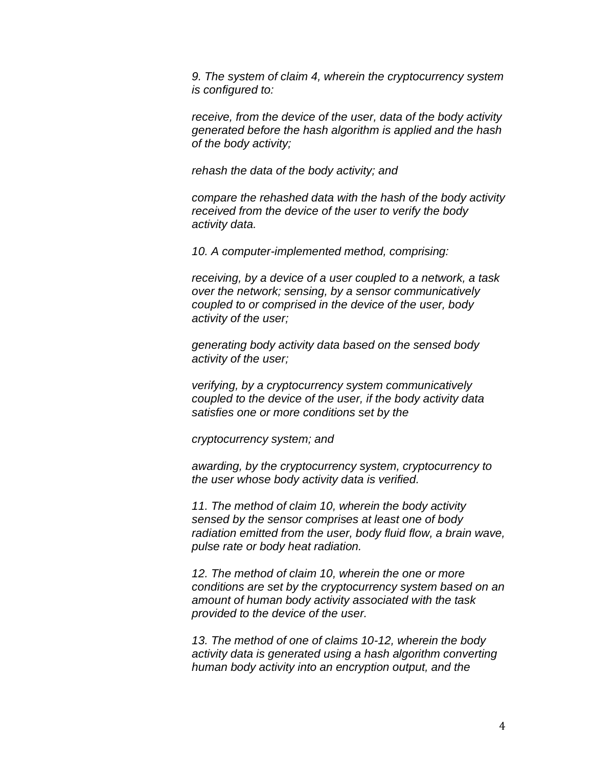*9. The system of claim 4, wherein the cryptocurrency system is configured to:*

*receive, from the device of the user, data of the body activity generated before the hash algorithm is applied and the hash of the body activity;*

*rehash the data of the body activity; and*

*compare the rehashed data with the hash of the body activity received from the device of the user to verify the body activity data.*

*10. A computer-implemented method, comprising:*

*receiving, by a device of a user coupled to a network, a task over the network; sensing, by a sensor communicatively coupled to or comprised in the device of the user, body activity of the user;*

*generating body activity data based on the sensed body activity of the user;*

*verifying, by a cryptocurrency system communicatively coupled to the device of the user, if the body activity data satisfies one or more conditions set by the*

*cryptocurrency system; and*

*awarding, by the cryptocurrency system, cryptocurrency to the user whose body activity data is verified.*

*11. The method of claim 10, wherein the body activity sensed by the sensor comprises at least one of body radiation emitted from the user, body fluid flow, a brain wave, pulse rate or body heat radiation.*

*12. The method of claim 10, wherein the one or more conditions are set by the cryptocurrency system based on an amount of human body activity associated with the task provided to the device of the user.*

*13. The method of one of claims 10-12, wherein the body activity data is generated using a hash algorithm converting human body activity into an encryption output, and the*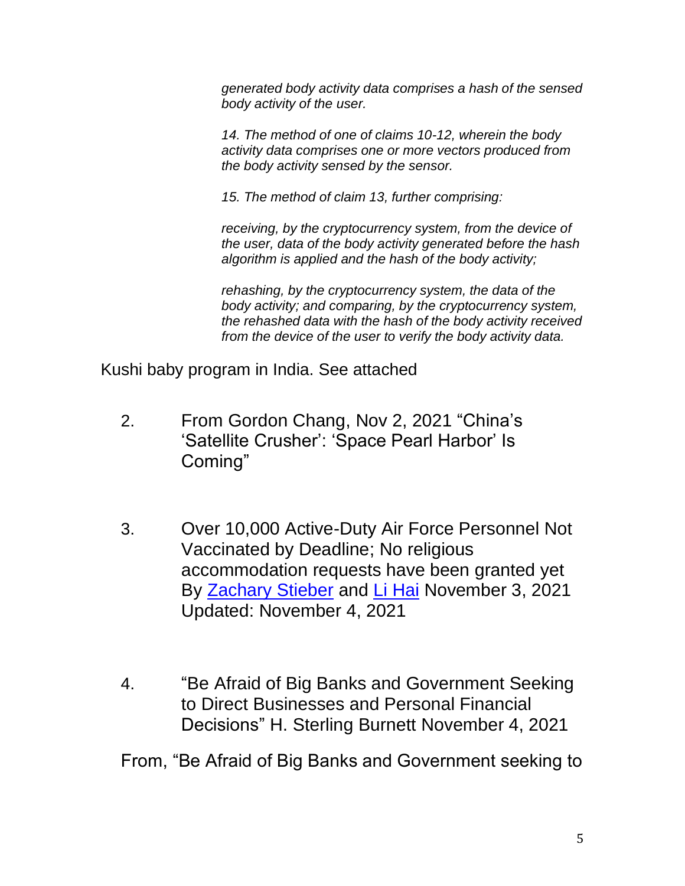*generated body activity data comprises a hash of the sensed body activity of the user.*

*14. The method of one of claims 10-12, wherein the body activity data comprises one or more vectors produced from the body activity sensed by the sensor.*

*15. The method of claim 13, further comprising:*

*receiving, by the cryptocurrency system, from the device of the user, data of the body activity generated before the hash algorithm is applied and the hash of the body activity;*

*rehashing, by the cryptocurrency system, the data of the body activity; and comparing, by the cryptocurrency system, the rehashed data with the hash of the body activity received from the device of the user to verify the body activity data.*

Kushi baby program in India. See attached

2. From Gordon Chang, Nov 2, 2021 "China's 'Satellite Crusher': 'Space Pearl Harbor' Is Coming"

3. Over 10,000 Active-Duty Air Force Personnel Not Vaccinated by Deadline; No religious accommodation requests have been granted yet By [Zachary Stieber]() and [Li Hai]() November 3, 2021 Updated: November 4, 2021

4. "Be Afraid of Big Banks and Government Seeking to Direct Businesses and Personal Financial Decisions" H. Sterling Burnett November 4, 2021

From, "Be Afraid of Big Banks and Government seeking to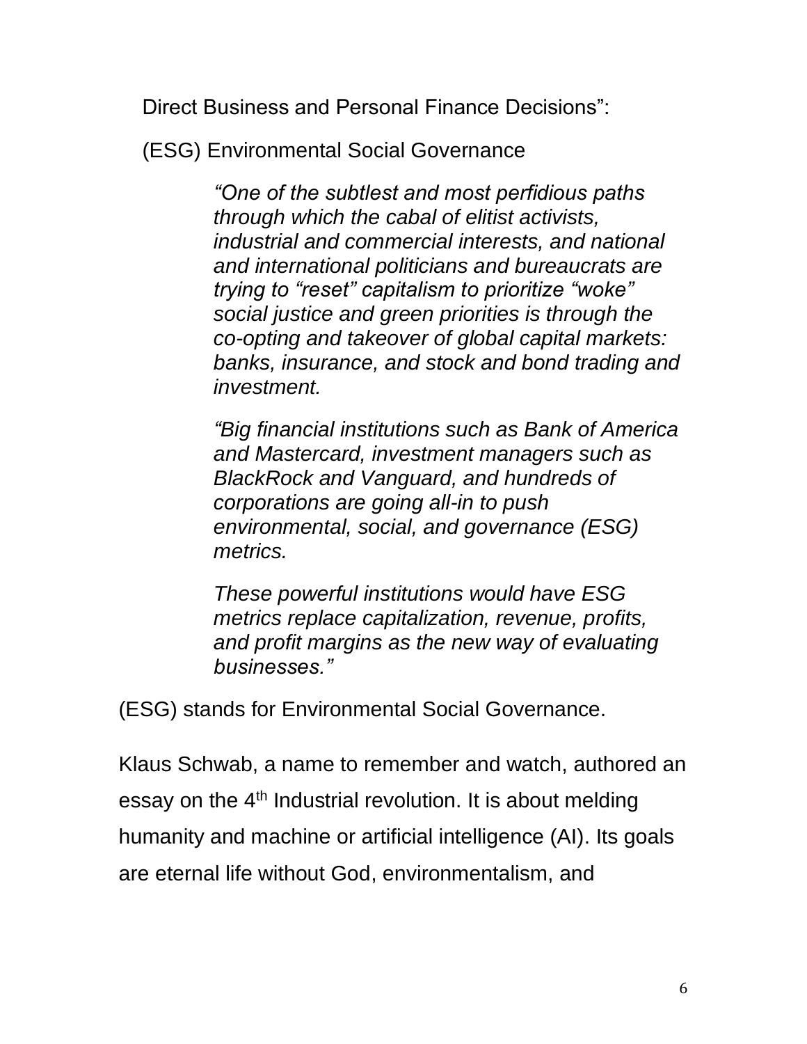Direct Business and Personal Finance Decisions":

(ESG) Environmental Social Governance

> *"One of the subtlest and most perfidious paths through which the cabal of elitist activists, industrial and commercial interests, and national and international politicians and bureaucrats are trying to "reset" capitalism to prioritize "woke" social justice and green priorities is through the co-opting and takeover of global capital markets: banks, insurance, and stock and bond trading and investment.*
>
> *"Big financial institutions such as Bank of America and Mastercard, investment managers such as BlackRock and Vanguard, and hundreds of corporations are going all-in to push environmental, social, and governance (ESG) metrics.*
>
> *These powerful institutions would have ESG metrics replace capitalization, revenue, profits, and profit margins as the new way of evaluating businesses."*

(ESG) stands for Environmental Social Governance.

Klaus Schwab, a name to remember and watch, authored an essay on the 4th Industrial revolution. It is about melding humanity and machine or artificial intelligence (AI). Its goals are eternal life without God, environmentalism, and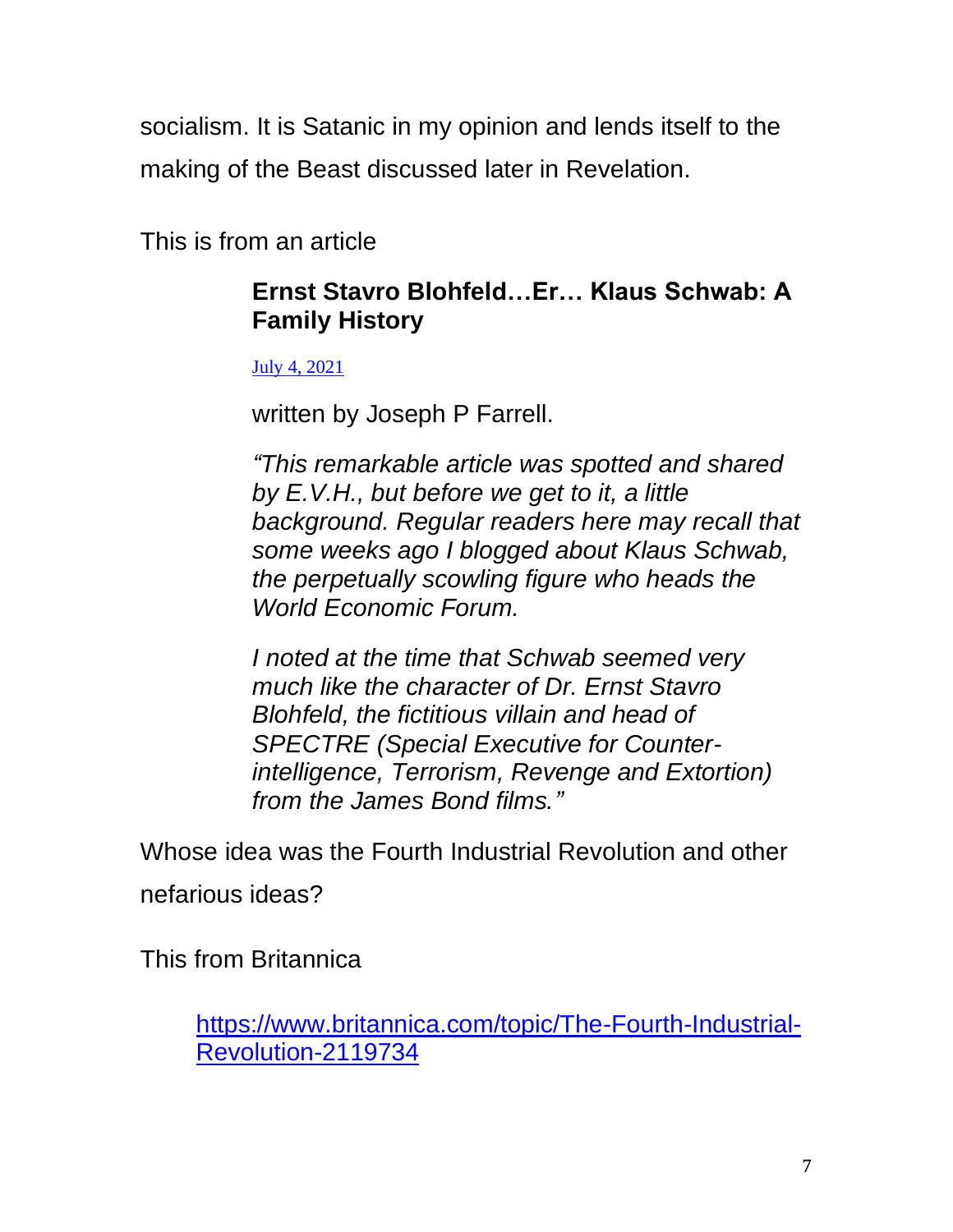socialism. It is Satanic in my opinion and lends itself to the making of the Beast discussed later in Revelation.

This is from an article

> **Ernst Stavro Blohfeld…Er… Klaus Schwab: A Family History**
>
> July 4, 2021
>
> written by Joseph P Farrell.
>
> *"This remarkable article was spotted and shared by E.V.H., but before we get to it, a little background. Regular readers here may recall that some weeks ago I blogged about Klaus Schwab, the perpetually scowling figure who heads the World Economic Forum.*
>
> *I noted at the time that Schwab seemed very much like the character of Dr. Ernst Stavro Blohfeld, the fictitious villain and head of SPECTRE (Special Executive for Counter-intelligence, Terrorism, Revenge and Extortion) from the James Bond films."*

Whose idea was the Fourth Industrial Revolution and other nefarious ideas?

This from Britannica

> https://www.britannica.com/topic/The-Fourth-Industrial-Revolution-2119734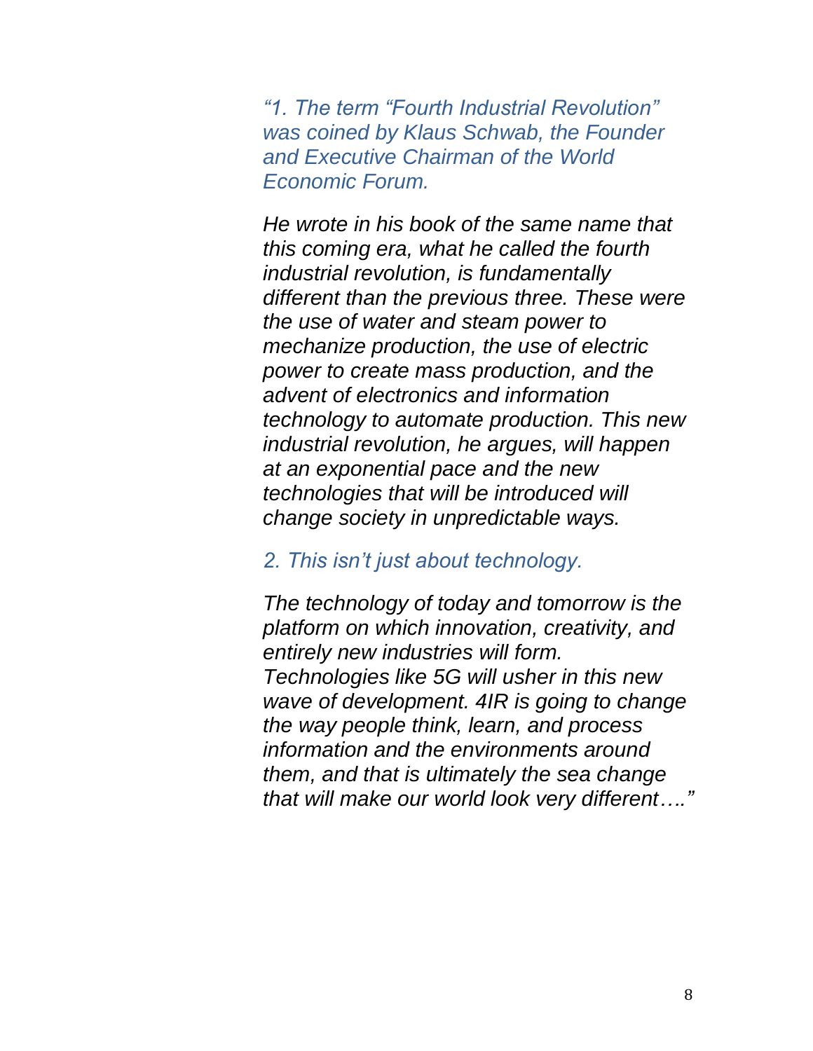*“1. The term “Fourth Industrial Revolution” was coined by Klaus Schwab, the Founder and Executive Chairman of the World Economic Forum.*

*He wrote in his book of the same name that this coming era, what he called the fourth industrial revolution, is fundamentally different than the previous three. These were the use of water and steam power to mechanize production, the use of electric power to create mass production, and the advent of electronics and information technology to automate production. This new industrial revolution, he argues, will happen at an exponential pace and the new technologies that will be introduced will change society in unpredictable ways.*

*2. This isn’t just about technology.*

*The technology of today and tomorrow is the platform on which innovation, creativity, and entirely new industries will form. Technologies like 5G will usher in this new wave of development. 4IR is going to change the way people think, learn, and process information and the environments around them, and that is ultimately the sea change that will make our world look very different….”*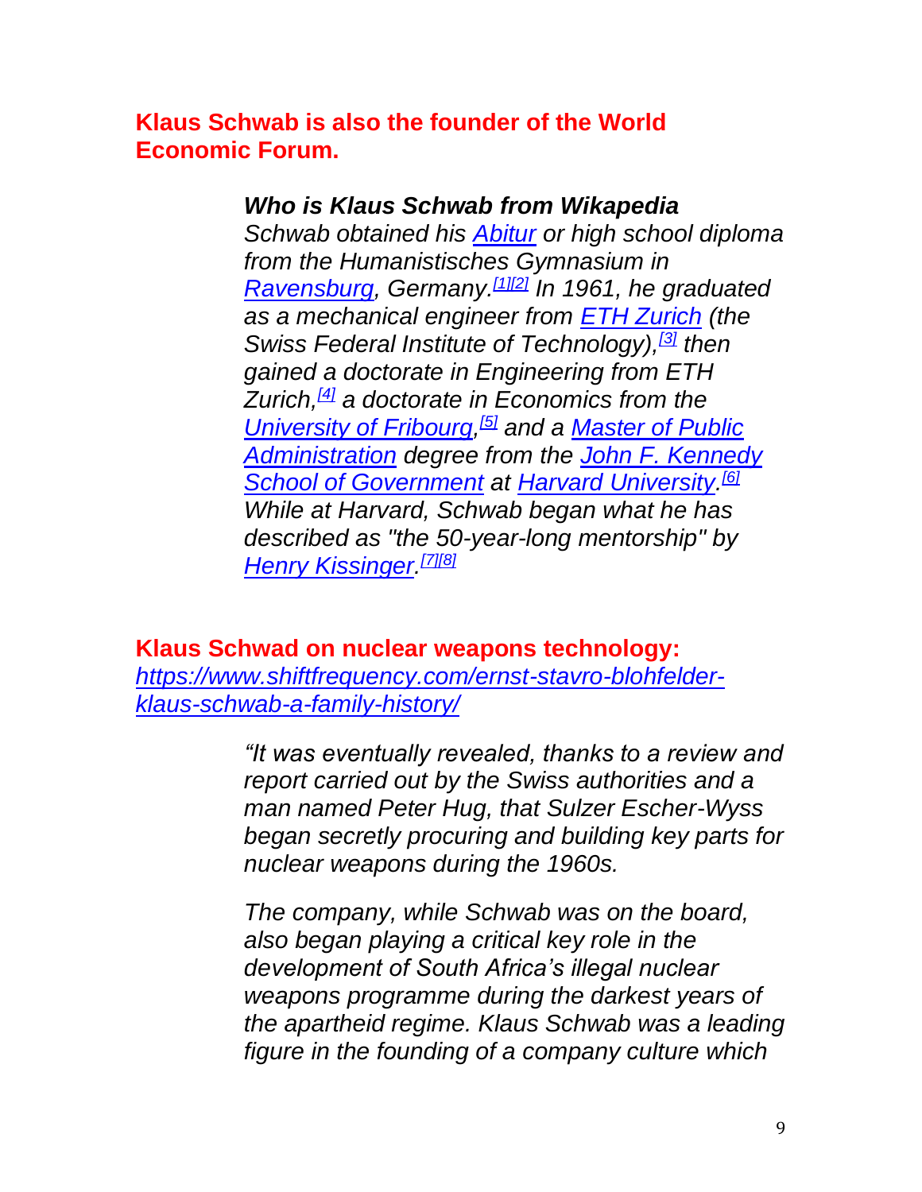**Klaus Schwab is also the founder of the World Economic Forum.**

> ***Who is Klaus Schwab from Wikapedia***
>
> *Schwab obtained his [Abitur](#) or high school diploma from the Humanistisches Gymnasium in [Ravensburg](#), Germany.[1][2] In 1961, he graduated as a mechanical engineer from [ETH Zurich](#) (the Swiss Federal Institute of Technology),[3] then gained a doctorate in Engineering from ETH Zurich,[4] a doctorate in Economics from the [University of Fribourg](#),[5] and a [Master of Public Administration](#) degree from the [John F. Kennedy School of Government](#) at [Harvard University](#).[6] While at Harvard, Schwab began what he has described as "the 50-year-long mentorship" by [Henry Kissinger](#).[7][8]*

**Klaus Schwad on nuclear weapons technology:**
*[https://www.shiftfrequency.com/ernst-stavro-blohfelder-klaus-schwab-a-family-history/](https://www.shiftfrequency.com/ernst-stavro-blohfelder-klaus-schwab-a-family-history/)*

> *"It was eventually revealed, thanks to a review and report carried out by the Swiss authorities and a man named Peter Hug, that Sulzer Escher-Wyss began secretly procuring and building key parts for nuclear weapons during the 1960s.*
>
> *The company, while Schwab was on the board, also began playing a critical key role in the development of South Africa's illegal nuclear weapons programme during the darkest years of the apartheid regime. Klaus Schwab was a leading figure in the founding of a company culture which*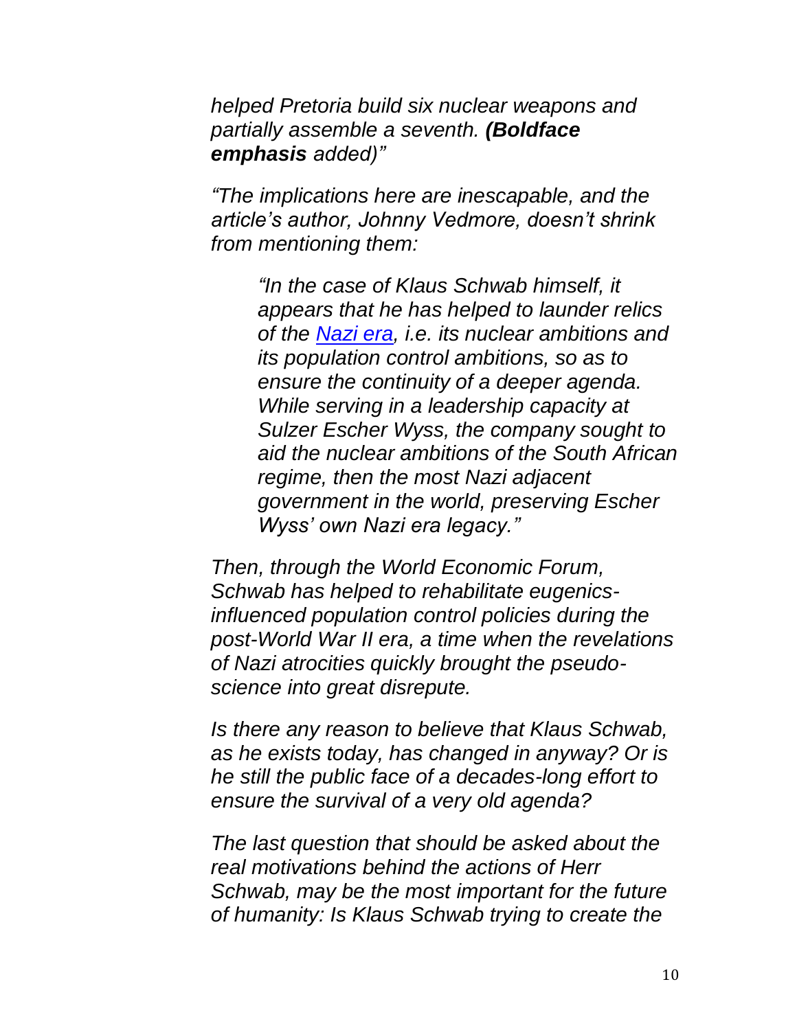*helped Pretoria build six nuclear weapons and partially assemble a seventh.* ***(Boldface emphasis*** *added)"*

*"The implications here are inescapable, and the article's author, Johnny Vedmore, doesn't shrink from mentioning them:*

> *"In the case of Klaus Schwab himself, it appears that he has helped to launder relics of the [Nazi era](), i.e. its nuclear ambitions and its population control ambitions, so as to ensure the continuity of a deeper agenda. While serving in a leadership capacity at Sulzer Escher Wyss, the company sought to aid the nuclear ambitions of the South African regime, then the most Nazi adjacent government in the world, preserving Escher Wyss' own Nazi era legacy."*

*Then, through the World Economic Forum, Schwab has helped to rehabilitate eugenics-influenced population control policies during the post-World War II era, a time when the revelations of Nazi atrocities quickly brought the pseudo-science into great disrepute.*

*Is there any reason to believe that Klaus Schwab, as he exists today, has changed in anyway? Or is he still the public face of a decades-long effort to ensure the survival of a very old agenda?*

*The last question that should be asked about the real motivations behind the actions of Herr Schwab, may be the most important for the future of humanity: Is Klaus Schwab trying to create the*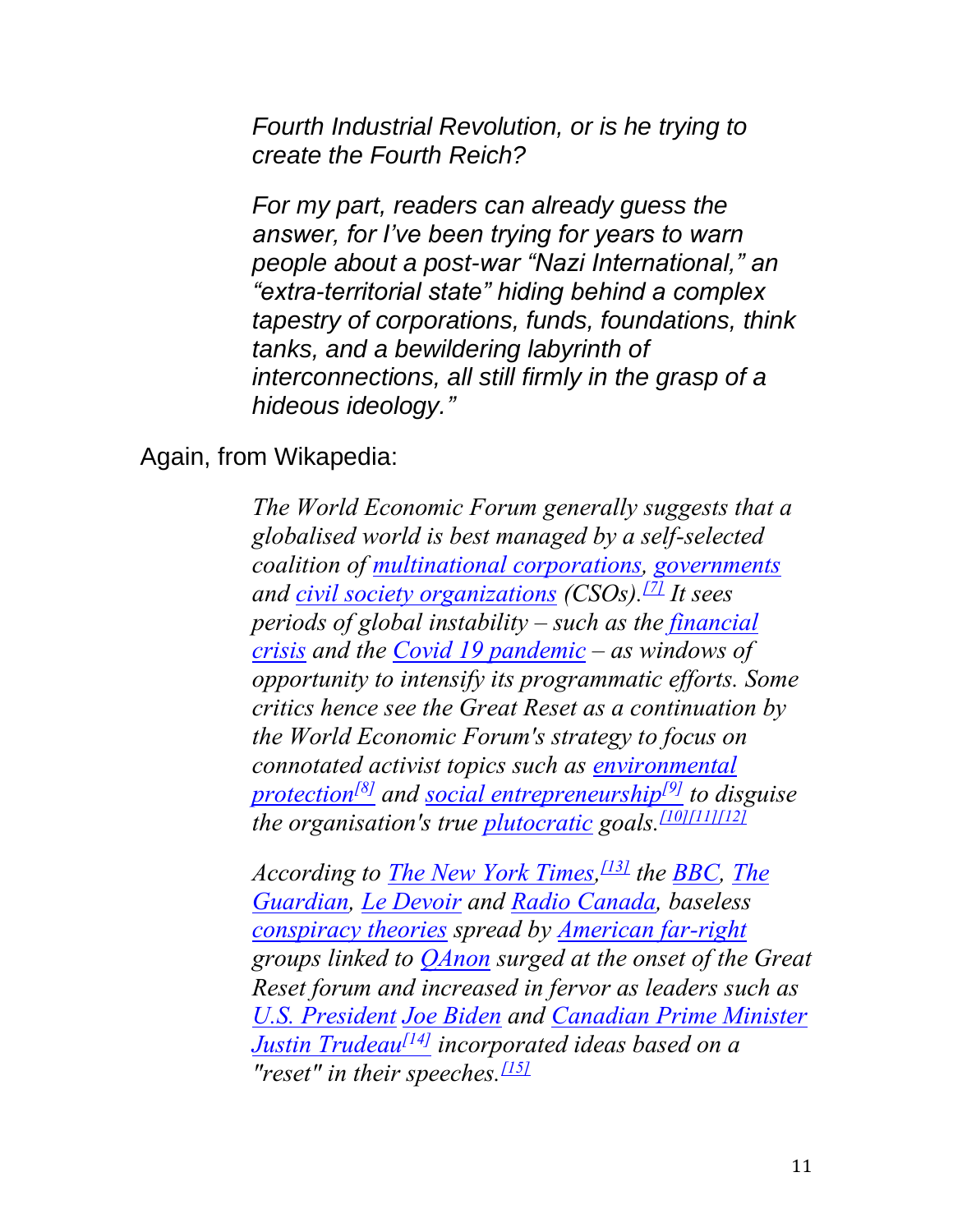*Fourth Industrial Revolution, or is he trying to create the Fourth Reich?*

*For my part, readers can already guess the answer, for I've been trying for years to warn people about a post-war "Nazi International," an "extra-territorial state" hiding behind a complex tapestry of corporations, funds, foundations, think tanks, and a bewildering labyrinth of interconnections, all still firmly in the grasp of a hideous ideology."*

Again, from Wikapedia:

> *The World Economic Forum generally suggests that a globalised world is best managed by a self-selected coalition of multinational corporations, governments and civil society organizations (CSOs).[7] It sees periods of global instability – such as the financial crisis and the Covid 19 pandemic – as windows of opportunity to intensify its programmatic efforts. Some critics hence see the Great Reset as a continuation by the World Economic Forum's strategy to focus on connotated activist topics such as environmental protection[8] and social entrepreneurship[9] to disguise the organisation's true plutocratic goals.[10][11][12]*
>
> *According to The New York Times,[13] the BBC, The Guardian, Le Devoir and Radio Canada, baseless conspiracy theories spread by American far-right groups linked to QAnon surged at the onset of the Great Reset forum and increased in fervor as leaders such as U.S. President Joe Biden and Canadian Prime Minister Justin Trudeau[14] incorporated ideas based on a "reset" in their speeches.[15]*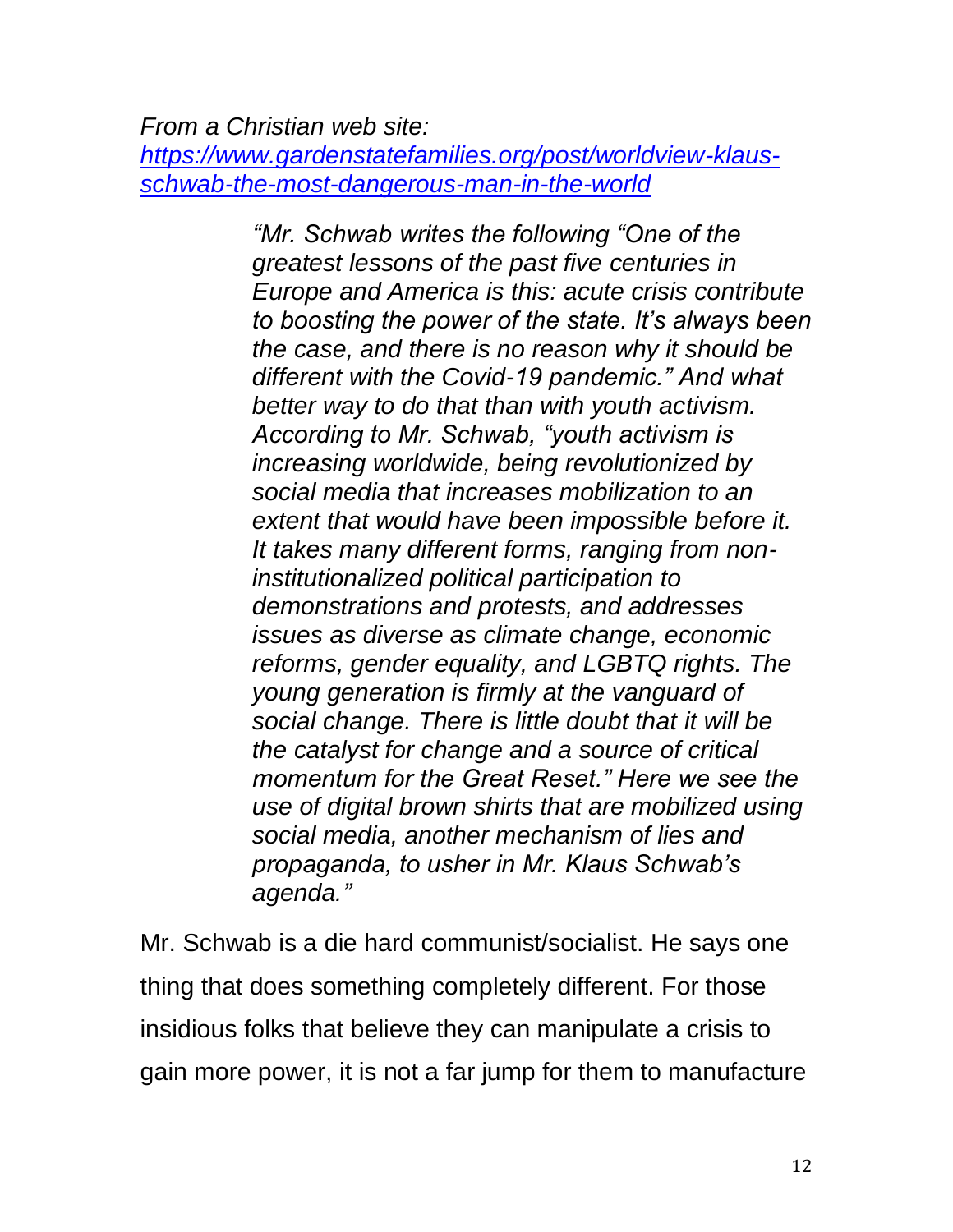*From a Christian web site:*
*[https://www.gardenstatefamilies.org/post/worldview-klaus-schwab-the-most-dangerous-man-in-the-world](https://www.gardenstatefamilies.org/post/worldview-klaus-schwab-the-most-dangerous-man-in-the-world)*

> *"Mr. Schwab writes the following "One of the greatest lessons of the past five centuries in Europe and America is this: acute crisis contribute to boosting the power of the state. It's always been the case, and there is no reason why it should be different with the Covid-19 pandemic." And what better way to do that than with youth activism. According to Mr. Schwab, "youth activism is increasing worldwide, being revolutionized by social media that increases mobilization to an extent that would have been impossible before it. It takes many different forms, ranging from non-institutionalized political participation to demonstrations and protests, and addresses issues as diverse as climate change, economic reforms, gender equality, and LGBTQ rights. The young generation is firmly at the vanguard of social change. There is little doubt that it will be the catalyst for change and a source of critical momentum for the Great Reset." Here we see the use of digital brown shirts that are mobilized using social media, another mechanism of lies and propaganda, to usher in Mr. Klaus Schwab's agenda."*

Mr. Schwab is a die hard communist/socialist. He says one thing that does something completely different. For those insidious folks that believe they can manipulate a crisis to gain more power, it is not a far jump for them to manufacture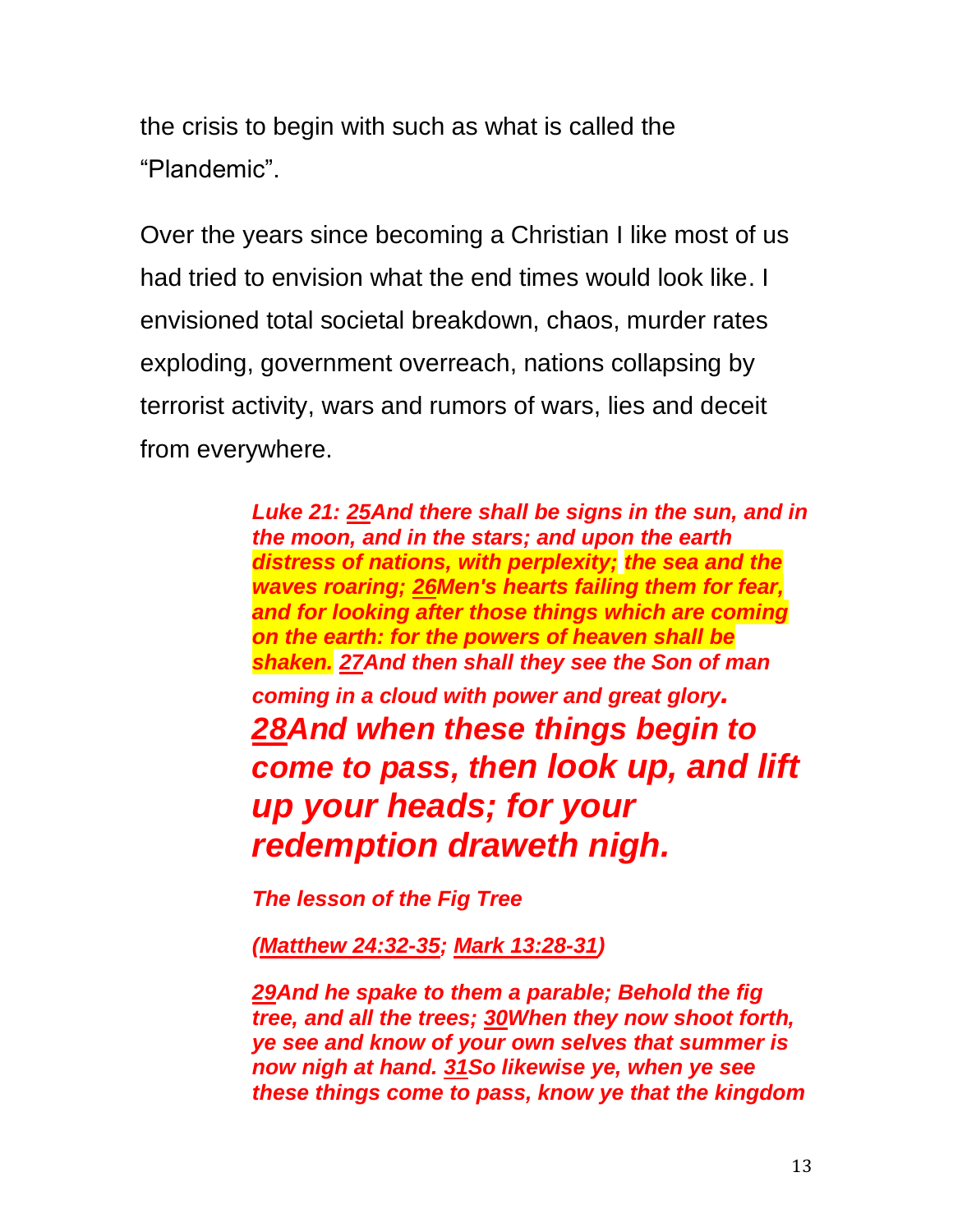the crisis to begin with such as what is called the "Plandemic".

Over the years since becoming a Christian I like most of us had tried to envision what the end times would look like. I envisioned total societal breakdown, chaos, murder rates exploding, government overreach, nations collapsing by terrorist activity, wars and rumors of wars, lies and deceit from everywhere.

> ***Luke 21: 25And there shall be signs in the sun, and in the moon, and in the stars; and upon the earth distress of nations, with perplexity; the sea and the waves roaring; 26Men's hearts failing them for fear, and for looking after those things which are coming on the earth: for the powers of heaven shall be shaken. 27And then shall they see the Son of man coming in a cloud with power and great glory.***
>
> ***28And when these things begin to come to pass, then look up, and lift up your heads; for your redemption draweth nigh.***
>
> ***The lesson of the Fig Tree***
>
> ***(Matthew 24:32-35; Mark 13:28-31)***
>
> ***29And he spake to them a parable; Behold the fig tree, and all the trees; 30When they now shoot forth, ye see and know of your own selves that summer is now nigh at hand. 31So likewise ye, when ye see these things come to pass, know ye that the kingdom***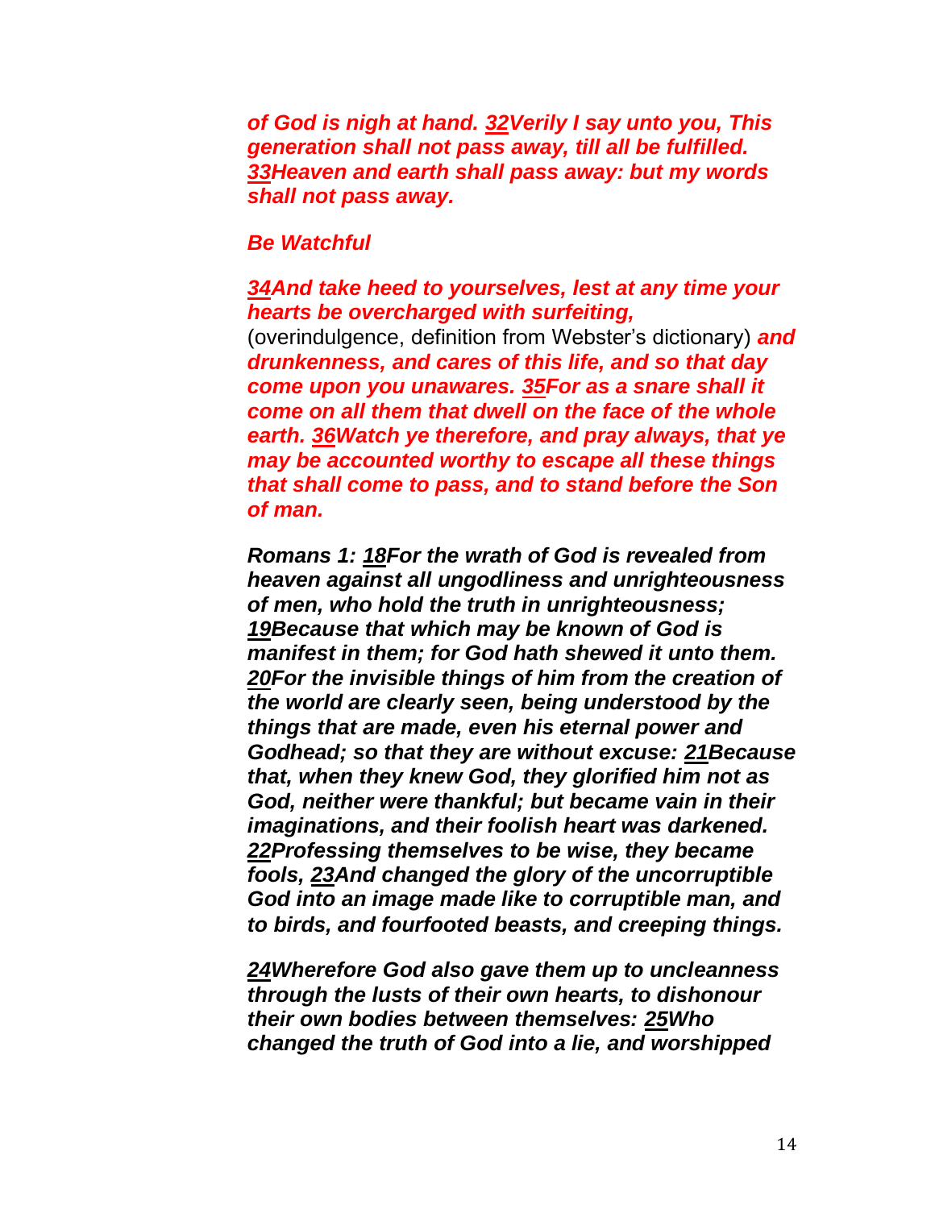***of God is nigh at hand. 32Verily I say unto you, This generation shall not pass away, till all be fulfilled. 33Heaven and earth shall pass away: but my words shall not pass away.***

***Be Watchful***

***34And take heed to yourselves, lest at any time your hearts be overcharged with surfeiting,*** (overindulgence, definition from Webster's dictionary) ***and drunkenness, and cares of this life, and so that day come upon you unawares. 35For as a snare shall it come on all them that dwell on the face of the whole earth. 36Watch ye therefore, and pray always, that ye may be accounted worthy to escape all these things that shall come to pass, and to stand before the Son of man.***

***Romans 1: 18For the wrath of God is revealed from heaven against all ungodliness and unrighteousness of men, who hold the truth in unrighteousness; 19Because that which may be known of God is manifest in them; for God hath shewed it unto them. 20For the invisible things of him from the creation of the world are clearly seen, being understood by the things that are made, even his eternal power and Godhead; so that they are without excuse: 21Because that, when they knew God, they glorified him not as God, neither were thankful; but became vain in their imaginations, and their foolish heart was darkened. 22Professing themselves to be wise, they became fools, 23And changed the glory of the uncorruptible God into an image made like to corruptible man, and to birds, and fourfooted beasts, and creeping things.***

***24Wherefore God also gave them up to uncleanness through the lusts of their own hearts, to dishonour their own bodies between themselves: 25Who changed the truth of God into a lie, and worshipped***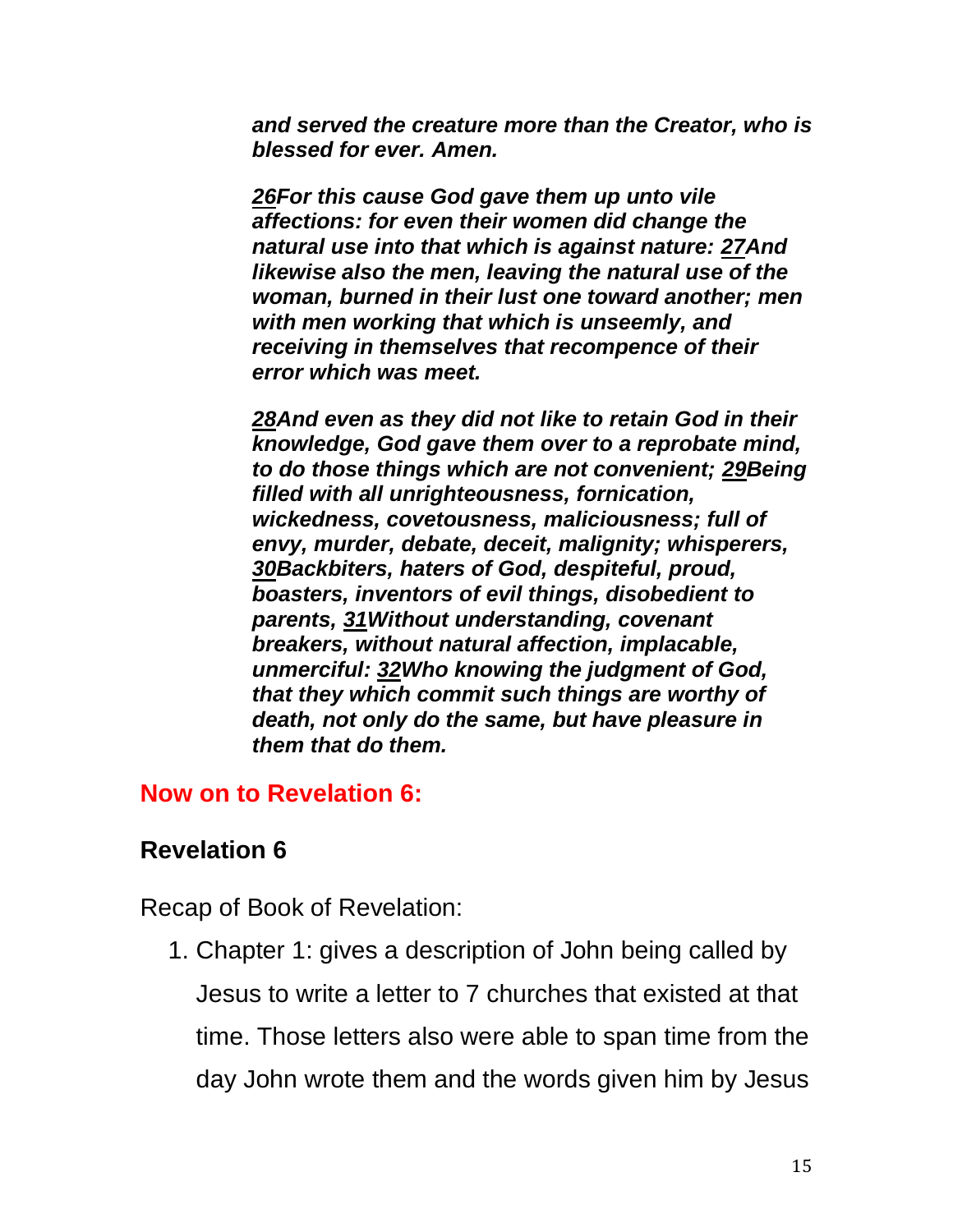***and served the creature more than the Creator, who is blessed for ever. Amen.***

***<u>26</u>For this cause God gave them up unto vile affections: for even their women did change the natural use into that which is against nature: <u>27</u>And likewise also the men, leaving the natural use of the woman, burned in their lust one toward another; men with men working that which is unseemly, and receiving in themselves that recompence of their error which was meet.***

***<u>28</u>And even as they did not like to retain God in their knowledge, God gave them over to a reprobate mind, to do those things which are not convenient; <u>29</u>Being filled with all unrighteousness, fornication, wickedness, covetousness, maliciousness; full of envy, murder, debate, deceit, malignity; whisperers, <u>30</u>Backbiters, haters of God, despiteful, proud, boasters, inventors of evil things, disobedient to parents, <u>31</u>Without understanding, covenant breakers, without natural affection, implacable, unmerciful: <u>32</u>Who knowing the judgment of God, that they which commit such things are worthy of death, not only do the same, but have pleasure in them that do them.***

## Now on to Revelation 6:

## Revelation 6

Recap of Book of Revelation:

1. Chapter 1: gives a description of John being called by Jesus to write a letter to 7 churches that existed at that time. Those letters also were able to span time from the day John wrote them and the words given him by Jesus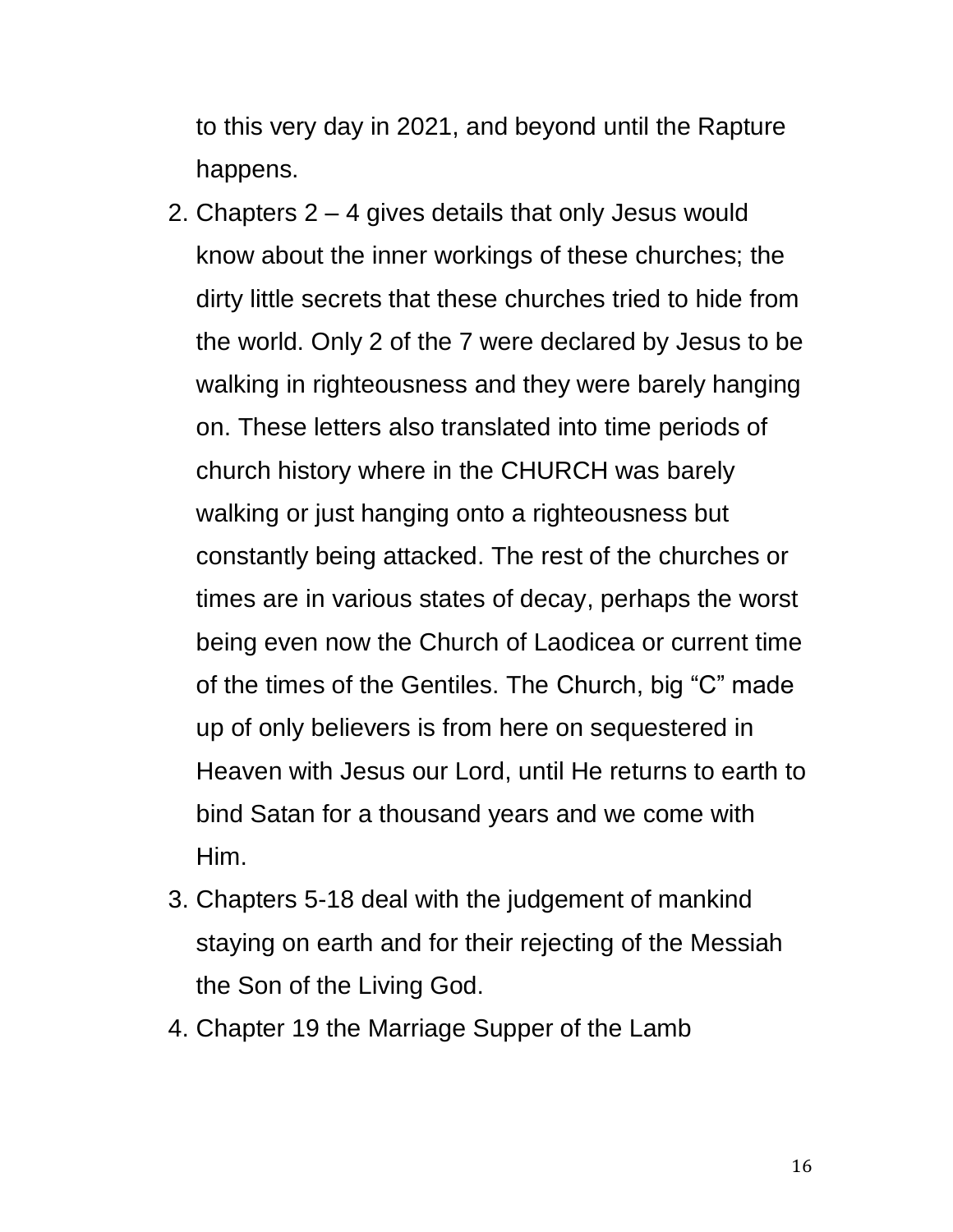to this very day in 2021, and beyond until the Rapture happens.

2. Chapters 2 – 4 gives details that only Jesus would know about the inner workings of these churches; the dirty little secrets that these churches tried to hide from the world. Only 2 of the 7 were declared by Jesus to be walking in righteousness and they were barely hanging on. These letters also translated into time periods of church history where in the CHURCH was barely walking or just hanging onto a righteousness but constantly being attacked. The rest of the churches or times are in various states of decay, perhaps the worst being even now the Church of Laodicea or current time of the times of the Gentiles. The Church, big "C" made up of only believers is from here on sequestered in Heaven with Jesus our Lord, until He returns to earth to bind Satan for a thousand years and we come with Him.
3. Chapters 5-18 deal with the judgement of mankind staying on earth and for their rejecting of the Messiah the Son of the Living God.
4. Chapter 19 the Marriage Supper of the Lamb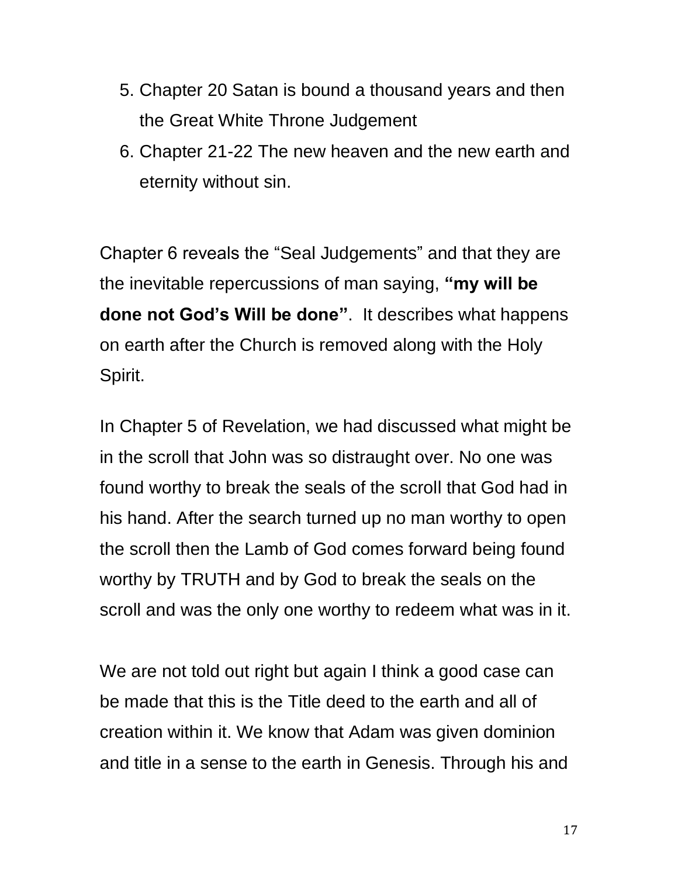5. Chapter 20 Satan is bound a thousand years and then the Great White Throne Judgement
6. Chapter 21-22 The new heaven and the new earth and eternity without sin.

Chapter 6 reveals the “Seal Judgements” and that they are the inevitable repercussions of man saying, **“my will be done not God’s Will be done”**. It describes what happens on earth after the Church is removed along with the Holy Spirit.

In Chapter 5 of Revelation, we had discussed what might be in the scroll that John was so distraught over. No one was found worthy to break the seals of the scroll that God had in his hand. After the search turned up no man worthy to open the scroll then the Lamb of God comes forward being found worthy by TRUTH and by God to break the seals on the scroll and was the only one worthy to redeem what was in it.

We are not told out right but again I think a good case can be made that this is the Title deed to the earth and all of creation within it. We know that Adam was given dominion and title in a sense to the earth in Genesis. Through his and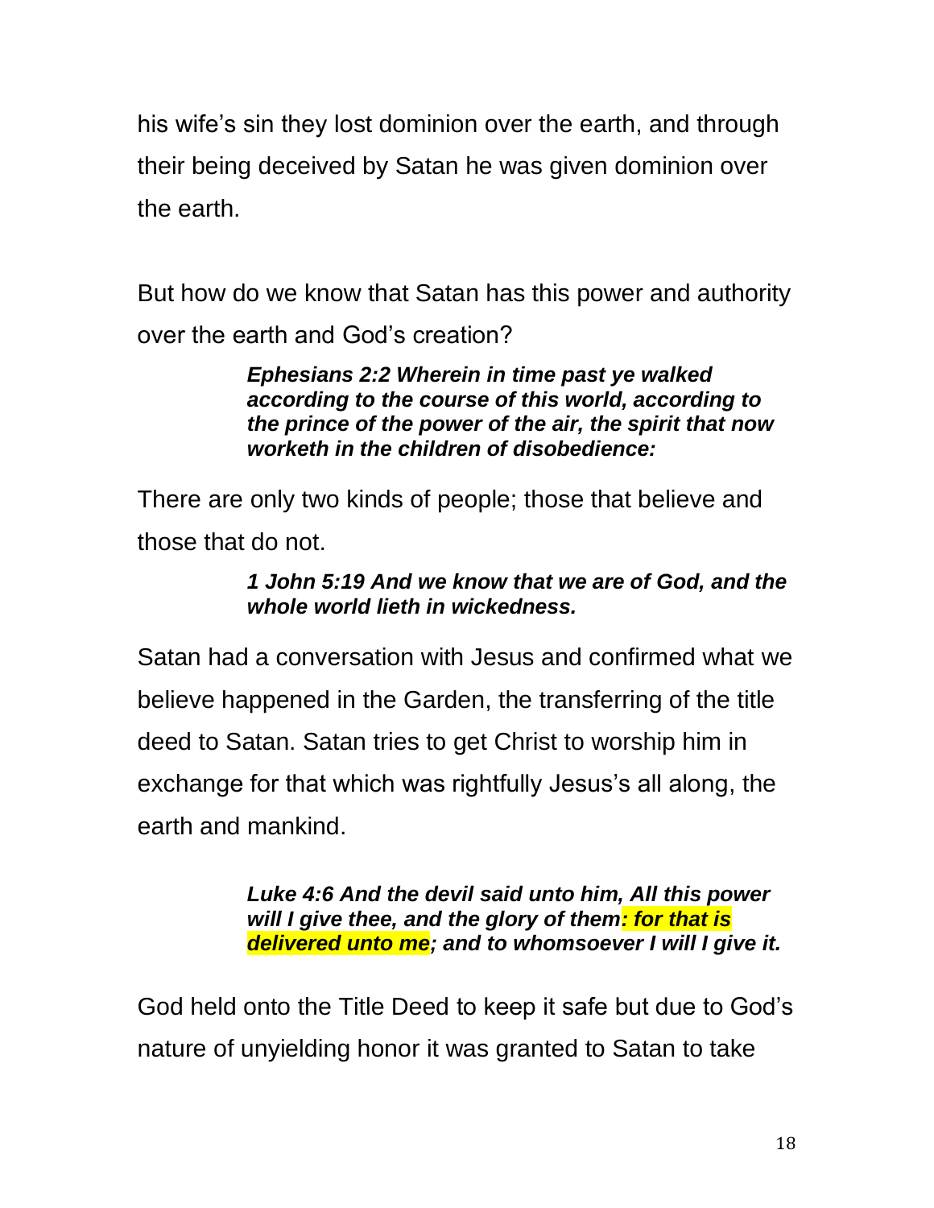his wife's sin they lost dominion over the earth, and through their being deceived by Satan he was given dominion over the earth.

But how do we know that Satan has this power and authority over the earth and God's creation?

> ***Ephesians 2:2 Wherein in time past ye walked according to the course of this world, according to the prince of the power of the air, the spirit that now worketh in the children of disobedience:***

There are only two kinds of people; those that believe and those that do not.

> ***1 John 5:19 And we know that we are of God, and the whole world lieth in wickedness.***

Satan had a conversation with Jesus and confirmed what we believe happened in the Garden, the transferring of the title deed to Satan. Satan tries to get Christ to worship him in exchange for that which was rightfully Jesus's all along, the earth and mankind.

> ***Luke 4:6 And the devil said unto him, All this power will I give thee, and the glory of them: for that is delivered unto me; and to whomsoever I will I give it.***

God held onto the Title Deed to keep it safe but due to God's nature of unyielding honor it was granted to Satan to take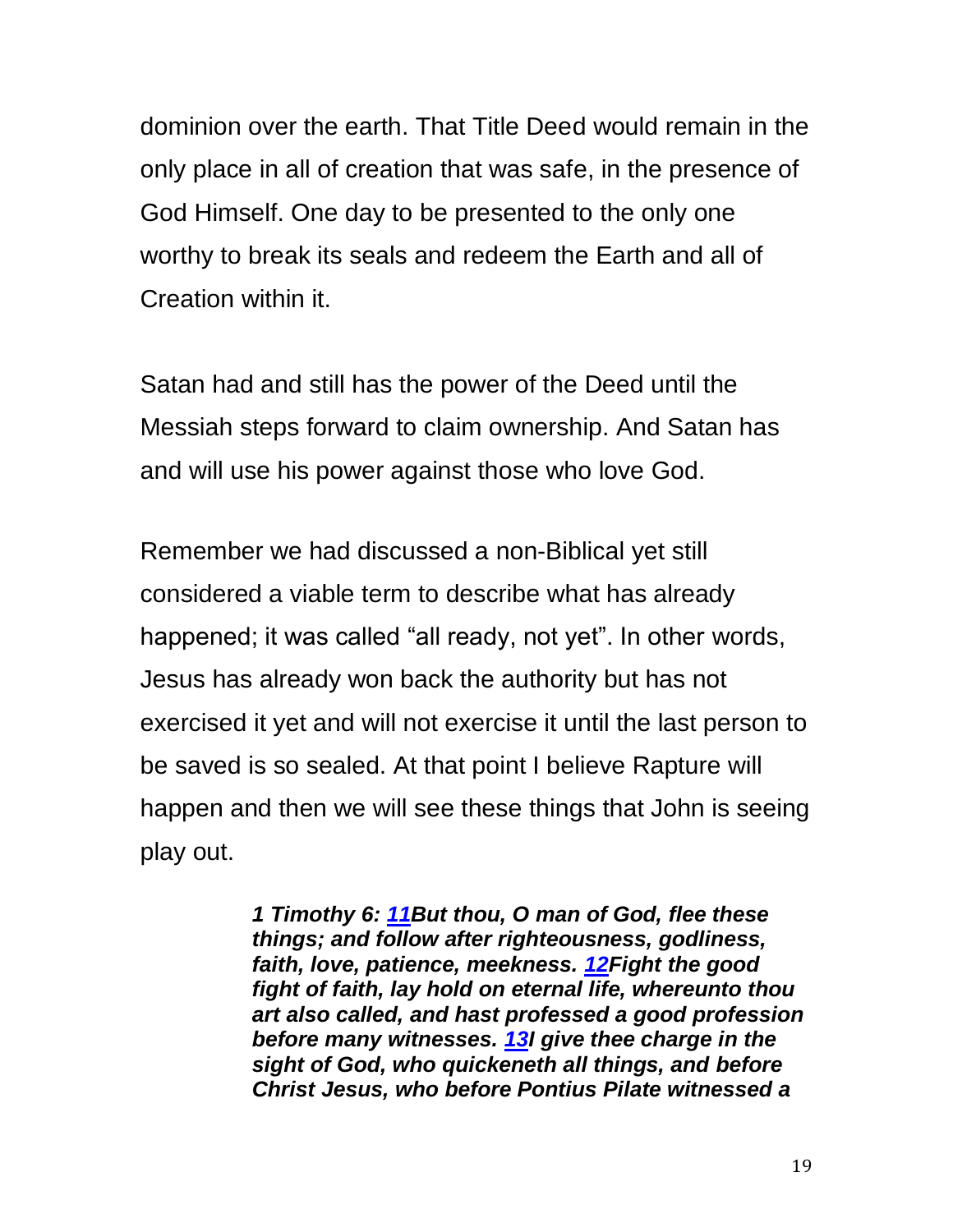dominion over the earth. That Title Deed would remain in the only place in all of creation that was safe, in the presence of God Himself. One day to be presented to the only one worthy to break its seals and redeem the Earth and all of Creation within it.

Satan had and still has the power of the Deed until the Messiah steps forward to claim ownership. And Satan has and will use his power against those who love God.

Remember we had discussed a non-Biblical yet still considered a viable term to describe what has already happened; it was called "all ready, not yet". In other words, Jesus has already won back the authority but has not exercised it yet and will not exercise it until the last person to be saved is so sealed. At that point I believe Rapture will happen and then we will see these things that John is seeing play out.

> ***1 Timothy 6: 11But thou, O man of God, flee these things; and follow after righteousness, godliness, faith, love, patience, meekness. 12Fight the good fight of faith, lay hold on eternal life, whereunto thou art also called, and hast professed a good profession before many witnesses. 13I give thee charge in the sight of God, who quickeneth all things, and before Christ Jesus, who before Pontius Pilate witnessed a***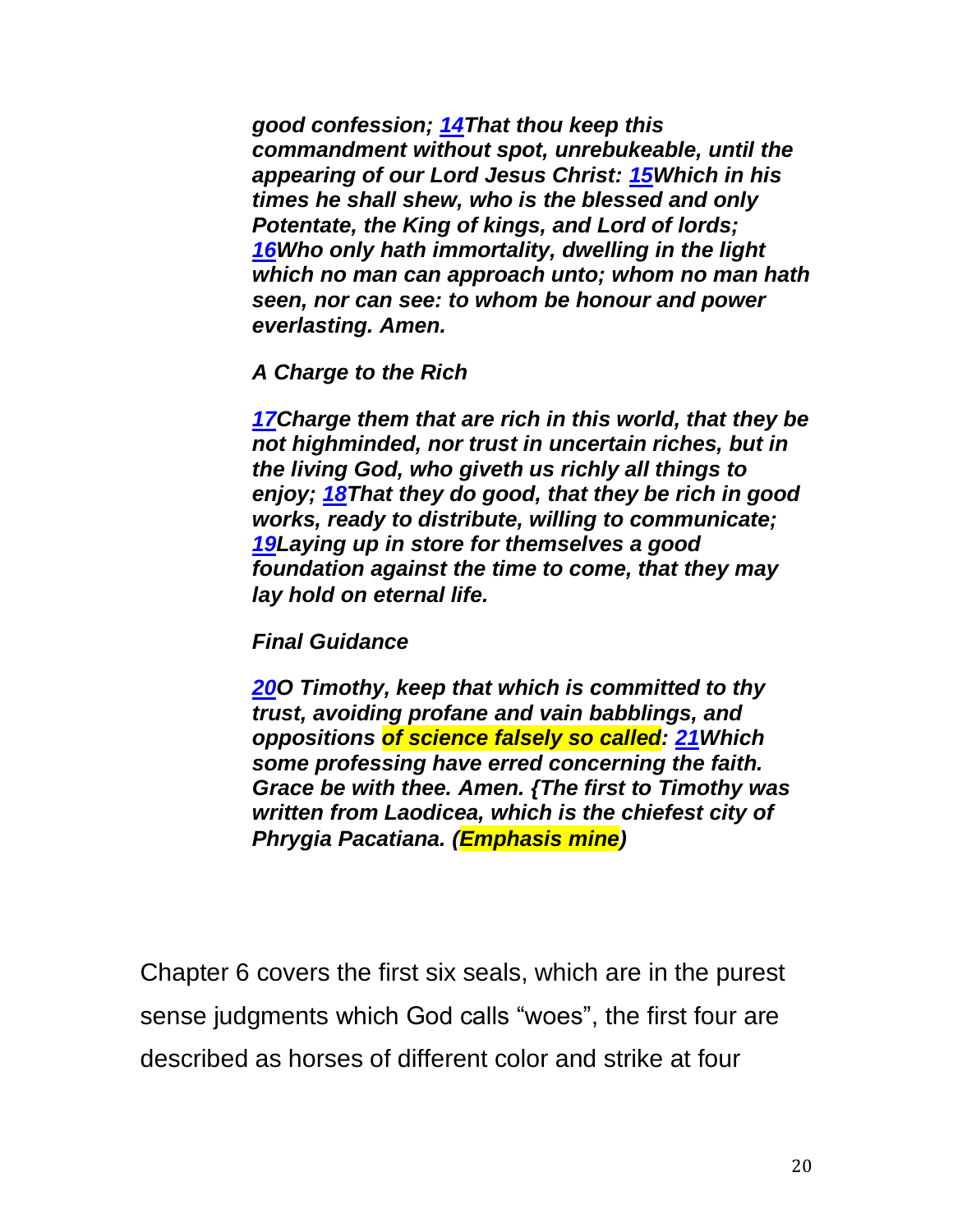*good confession; [14](#)That thou keep this commandment without spot, unrebukeable, until the appearing of our Lord Jesus Christ: [15](#)Which in his times he shall shew, who is the blessed and only Potentate, the King of kings, and Lord of lords; [16](#)Who only hath immortality, dwelling in the light which no man can approach unto; whom no man hath seen, nor can see: to whom be honour and power everlasting. Amen.*

***A Charge to the Rich***

*[17](#)Charge them that are rich in this world, that they be not highminded, nor trust in uncertain riches, but in the living God, who giveth us richly all things to enjoy; [18](#)That they do good, that they be rich in good works, ready to distribute, willing to communicate; [19](#)Laying up in store for themselves a good foundation against the time to come, that they may lay hold on eternal life.*

***Final Guidance***

*[20](#)O Timothy, keep that which is committed to thy trust, avoiding profane and vain babblings, and oppositions **of science falsely so called**: [21](#)Which some professing have erred concerning the faith. Grace be with thee. Amen. {The first to Timothy was written from Laodicea, which is the chiefest city of Phrygia Pacatiana. (**Emphasis mine**)*

Chapter 6 covers the first six seals, which are in the purest sense judgments which God calls "woes", the first four are described as horses of different color and strike at four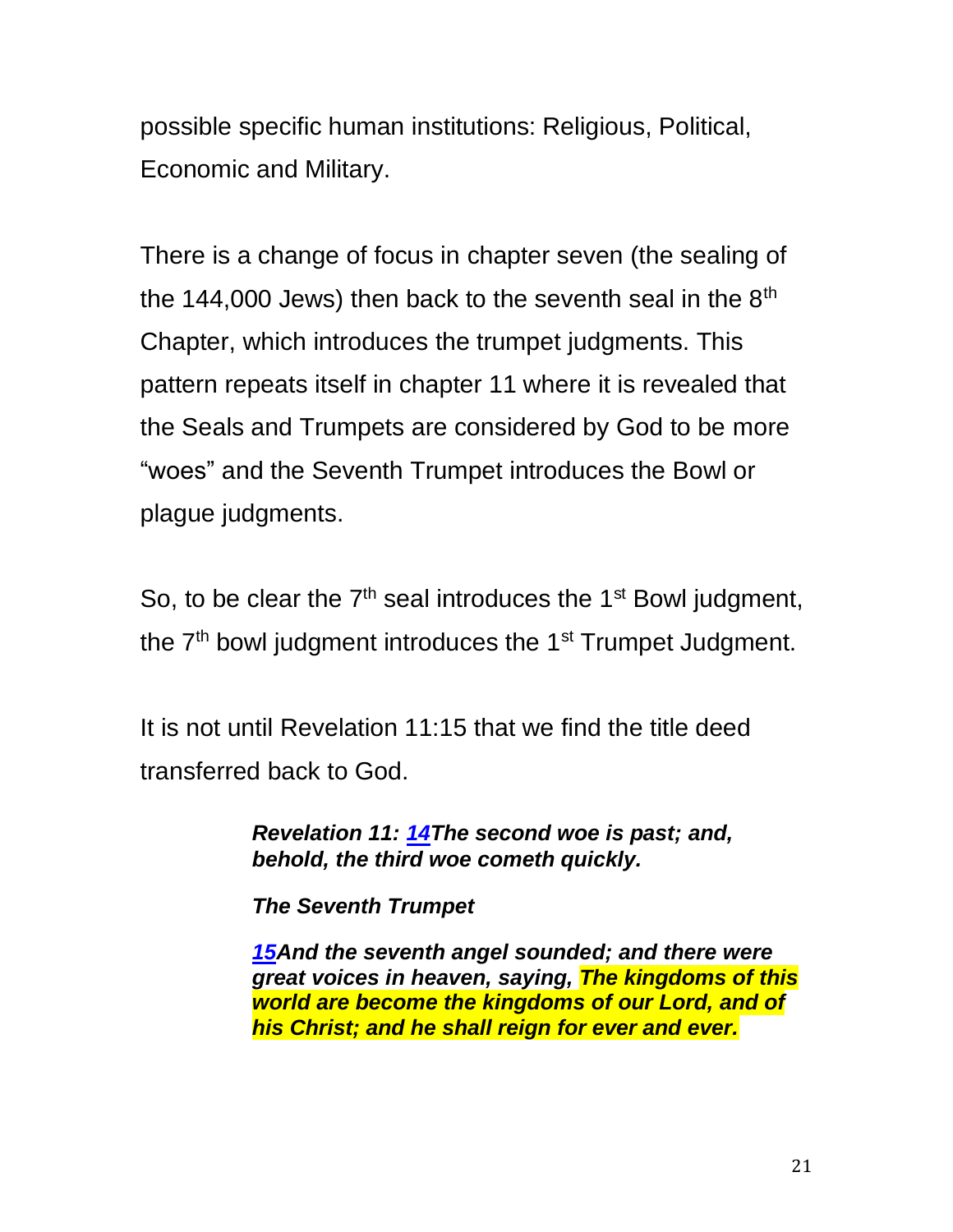possible specific human institutions: Religious, Political, Economic and Military.

There is a change of focus in chapter seven (the sealing of the 144,000 Jews) then back to the seventh seal in the 8th Chapter, which introduces the trumpet judgments. This pattern repeats itself in chapter 11 where it is revealed that the Seals and Trumpets are considered by God to be more “woes” and the Seventh Trumpet introduces the Bowl or plague judgments.

So, to be clear the 7th seal introduces the 1st Bowl judgment, the 7th bowl judgment introduces the 1st Trumpet Judgment.

It is not until Revelation 11:15 that we find the title deed transferred back to God.

> ***Revelation 11: 14The second woe is past; and, behold, the third woe cometh quickly.***
>
> ***The Seventh Trumpet***
>
> ***15And the seventh angel sounded; and there were great voices in heaven, saying, The kingdoms of this world are become the kingdoms of our Lord, and of his Christ; and he shall reign for ever and ever.***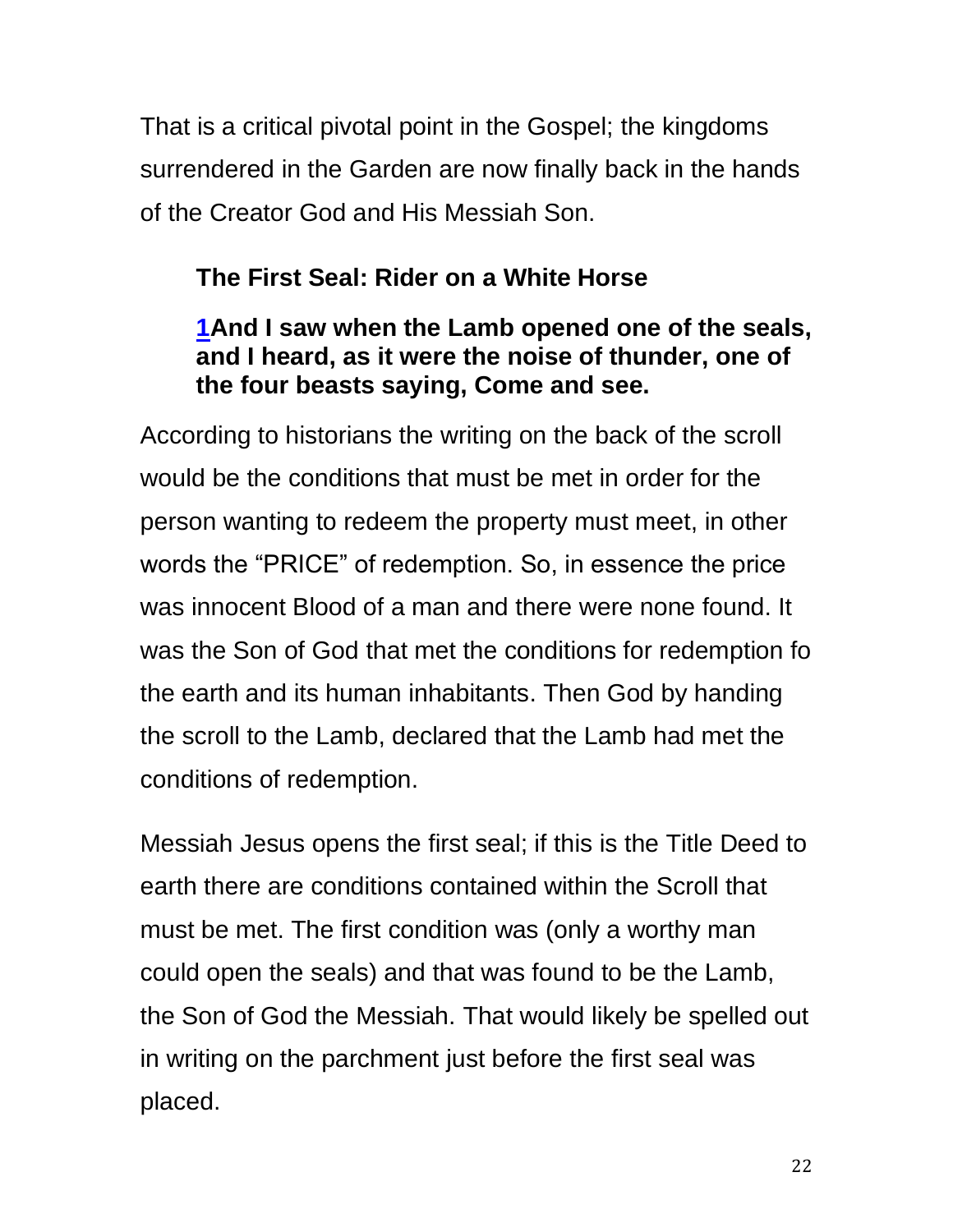That is a critical pivotal point in the Gospel; the kingdoms surrendered in the Garden are now finally back in the hands of the Creator God and His Messiah Son.

**The First Seal: Rider on a White Horse**

**1And I saw when the Lamb opened one of the seals, and I heard, as it were the noise of thunder, one of the four beasts saying, Come and see.**

According to historians the writing on the back of the scroll would be the conditions that must be met in order for the person wanting to redeem the property must meet, in other words the "PRICE" of redemption. So, in essence the price was innocent Blood of a man and there were none found. It was the Son of God that met the conditions for redemption fo the earth and its human inhabitants. Then God by handing the scroll to the Lamb, declared that the Lamb had met the conditions of redemption.

Messiah Jesus opens the first seal; if this is the Title Deed to earth there are conditions contained within the Scroll that must be met. The first condition was (only a worthy man could open the seals) and that was found to be the Lamb, the Son of God the Messiah. That would likely be spelled out in writing on the parchment just before the first seal was placed.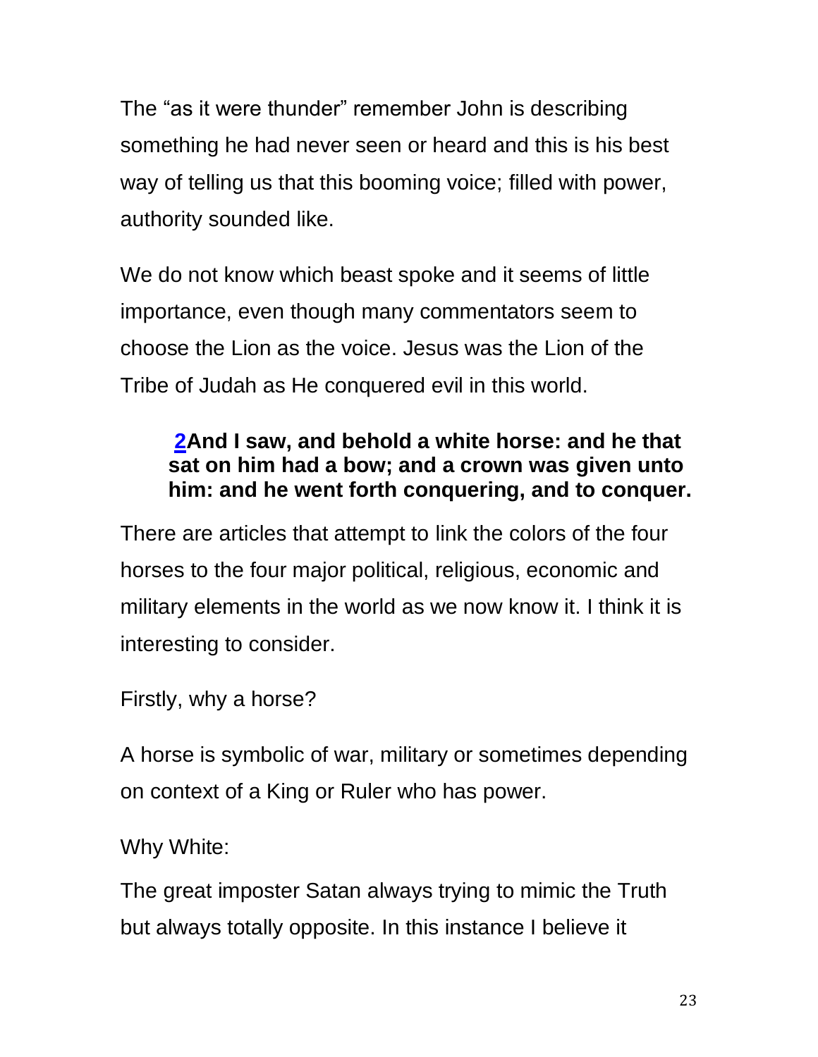The “as it were thunder” remember John is describing something he had never seen or heard and this is his best way of telling us that this booming voice; filled with power, authority sounded like.

We do not know which beast spoke and it seems of little importance, even though many commentators seem to choose the Lion as the voice. Jesus was the Lion of the Tribe of Judah as He conquered evil in this world.

> **2And I saw, and behold a white horse: and he that sat on him had a bow; and a crown was given unto him: and he went forth conquering, and to conquer.**

There are articles that attempt to link the colors of the four horses to the four major political, religious, economic and military elements in the world as we now know it. I think it is interesting to consider.

Firstly, why a horse?

A horse is symbolic of war, military or sometimes depending on context of a King or Ruler who has power.

Why White:

The great imposter Satan always trying to mimic the Truth but always totally opposite. In this instance I believe it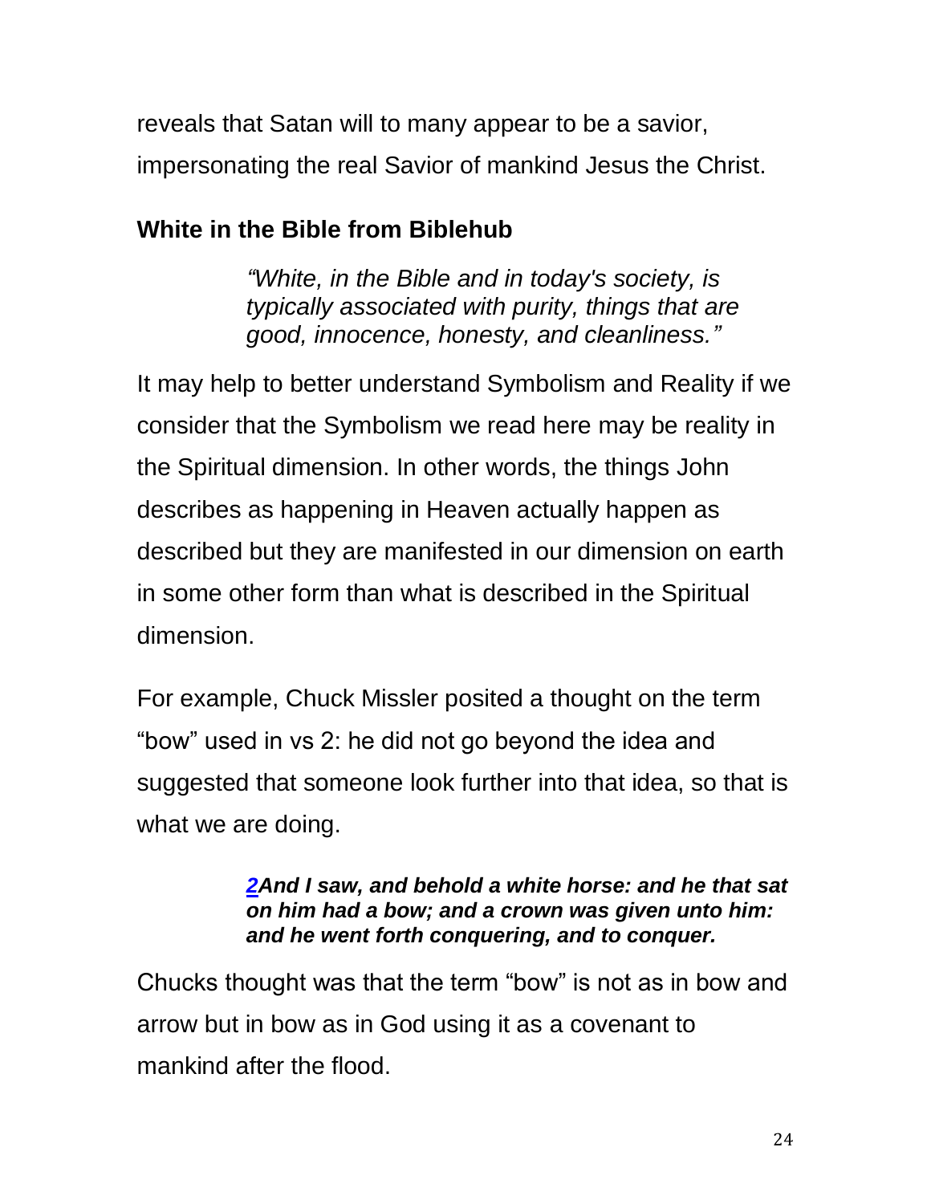reveals that Satan will to many appear to be a savior, impersonating the real Savior of mankind Jesus the Christ.

**White in the Bible from Biblehub**

> *"White, in the Bible and in today's society, is typically associated with purity, things that are good, innocence, honesty, and cleanliness."*

It may help to better understand Symbolism and Reality if we consider that the Symbolism we read here may be reality in the Spiritual dimension. In other words, the things John describes as happening in Heaven actually happen as described but they are manifested in our dimension on earth in some other form than what is described in the Spiritual dimension.

For example, Chuck Missler posited a thought on the term "bow" used in vs 2: he did not go beyond the idea and suggested that someone look further into that idea, so that is what we are doing.

> ***2And I saw, and behold a white horse: and he that sat on him had a bow; and a crown was given unto him: and he went forth conquering, and to conquer.***

Chucks thought was that the term "bow" is not as in bow and arrow but in bow as in God using it as a covenant to mankind after the flood.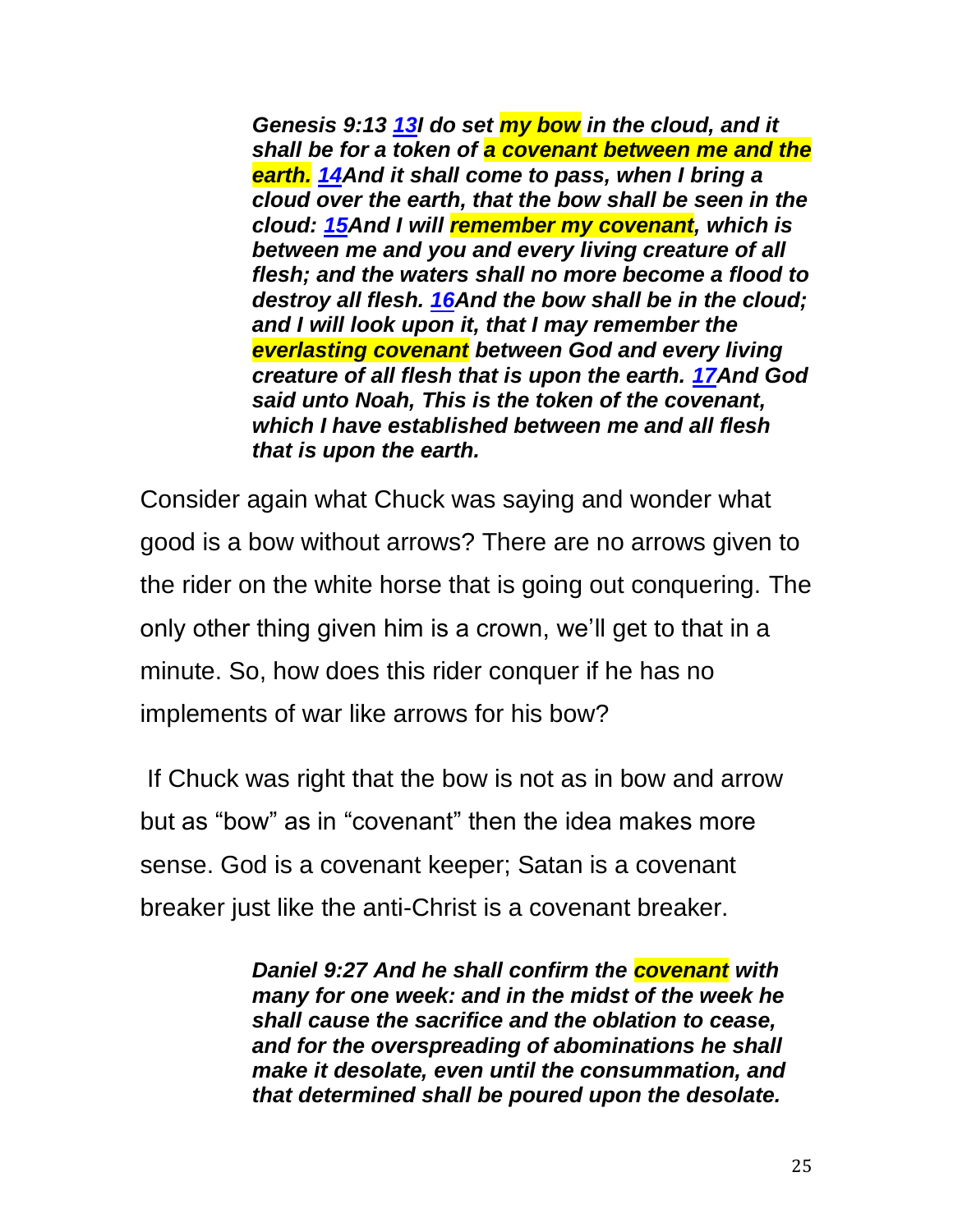> ***Genesis 9:13 13I do set my bow in the cloud, and it shall be for a token of a covenant between me and the earth. 14And it shall come to pass, when I bring a cloud over the earth, that the bow shall be seen in the cloud: 15And I will remember my covenant, which is between me and you and every living creature of all flesh; and the waters shall no more become a flood to destroy all flesh. 16And the bow shall be in the cloud; and I will look upon it, that I may remember the everlasting covenant between God and every living creature of all flesh that is upon the earth. 17And God said unto Noah, This is the token of the covenant, which I have established between me and all flesh that is upon the earth.***

Consider again what Chuck was saying and wonder what good is a bow without arrows? There are no arrows given to the rider on the white horse that is going out conquering. The only other thing given him is a crown, we'll get to that in a minute. So, how does this rider conquer if he has no implements of war like arrows for his bow?

If Chuck was right that the bow is not as in bow and arrow but as "bow" as in "covenant" then the idea makes more sense. God is a covenant keeper; Satan is a covenant breaker just like the anti-Christ is a covenant breaker.

> ***Daniel 9:27 And he shall confirm the covenant with many for one week: and in the midst of the week he shall cause the sacrifice and the oblation to cease, and for the overspreading of abominations he shall make it desolate, even until the consummation, and that determined shall be poured upon the desolate.***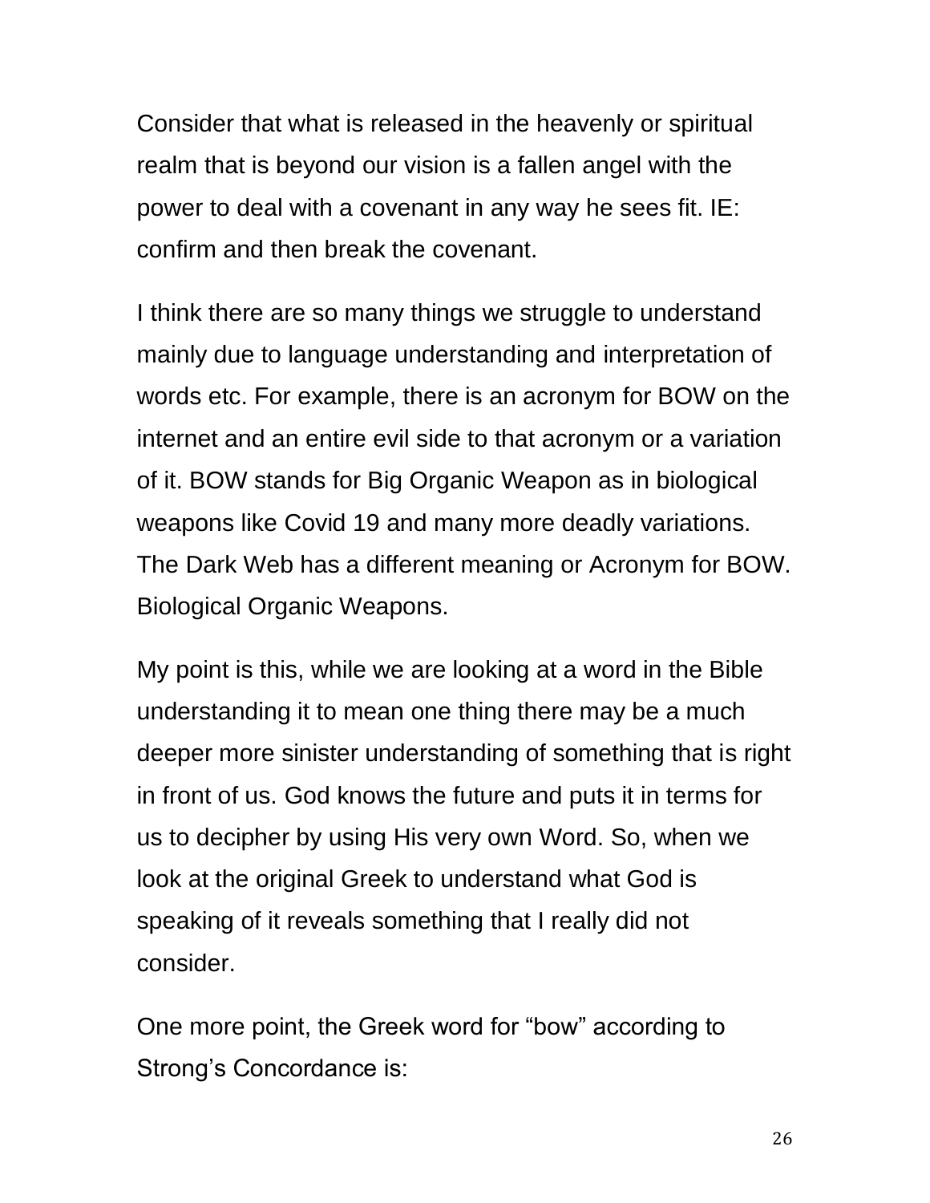Consider that what is released in the heavenly or spiritual realm that is beyond our vision is a fallen angel with the power to deal with a covenant in any way he sees fit. IE: confirm and then break the covenant.

I think there are so many things we struggle to understand mainly due to language understanding and interpretation of words etc. For example, there is an acronym for BOW on the internet and an entire evil side to that acronym or a variation of it. BOW stands for Big Organic Weapon as in biological weapons like Covid 19 and many more deadly variations. The Dark Web has a different meaning or Acronym for BOW. Biological Organic Weapons.

My point is this, while we are looking at a word in the Bible understanding it to mean one thing there may be a much deeper more sinister understanding of something that is right in front of us. God knows the future and puts it in terms for us to decipher by using His very own Word. So, when we look at the original Greek to understand what God is speaking of it reveals something that I really did not consider.

One more point, the Greek word for "bow" according to Strong's Concordance is: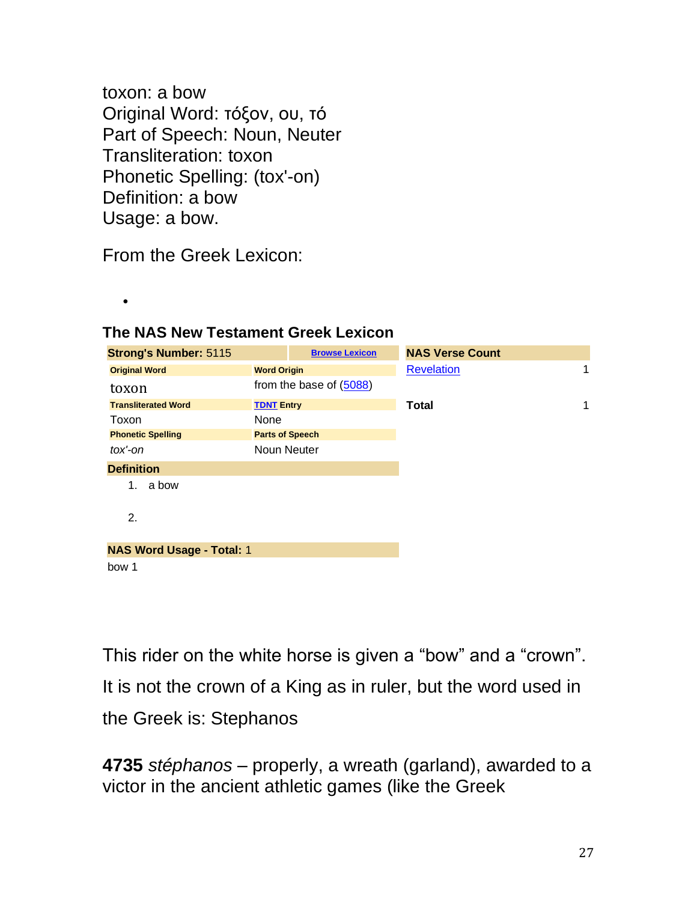toxon: a bow
Original Word: τόξον, ου, τό
Part of Speech: Noun, Neuter
Transliteration: toxon
Phonetic Spelling: (tox'-on)
Definition: a bow
Usage: a bow.

From the Greek Lexicon:

- 

### The NAS New Testament Greek Lexicon

| **Strong's Number:** 5115 | **Browse Lexicon** | **NAS Verse Count** | |
|---|---|---|---|
| **Original Word** | **Word Origin** | Revelation | 1 |
| toxon | from the base of (5088) | | |
| **Transliterated Word** | **TDNT Entry** | **Total** | 1 |
| Toxon | None | | |
| **Phonetic Spelling** | **Parts of Speech** | | |
| *tox'-on* | Noun Neuter | | |

**Definition**

1. a bow
2. 

**NAS Word Usage - Total:** 1

bow 1

This rider on the white horse is given a "bow" and a "crown". It is not the crown of a King as in ruler, but the word used in the Greek is: Stephanos

**4735** *stéphanos* – properly, a wreath (garland), awarded to a victor in the ancient athletic games (like the Greek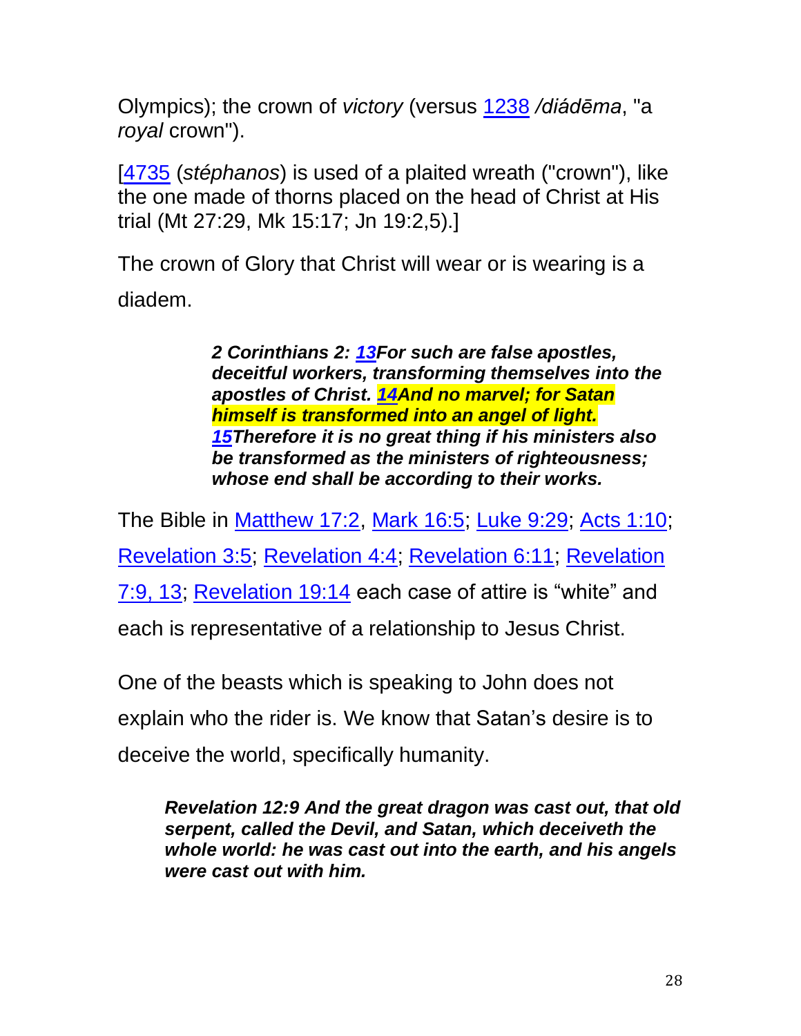Olympics); the crown of *victory* (versus 1238 */diádēma*, "a *royal* crown").

[4735 (*stéphanos*) is used of a plaited wreath ("crown"), like the one made of thorns placed on the head of Christ at His trial (Mt 27:29, Mk 15:17; Jn 19:2,5).]

The crown of Glory that Christ will wear or is wearing is a diadem.

> ***2 Corinthians 2: 13For such are false apostles, deceitful workers, transforming themselves into the apostles of Christ. 14And no marvel; for Satan himself is transformed into an angel of light. 15Therefore it is no great thing if his ministers also be transformed as the ministers of righteousness; whose end shall be according to their works.***

The Bible in Matthew 17:2, Mark 16:5; Luke 9:29; Acts 1:10; Revelation 3:5; Revelation 4:4; Revelation 6:11; Revelation 7:9, 13; Revelation 19:14 each case of attire is "white" and each is representative of a relationship to Jesus Christ.

One of the beasts which is speaking to John does not explain who the rider is. We know that Satan's desire is to deceive the world, specifically humanity.

> ***Revelation 12:9 And the great dragon was cast out, that old serpent, called the Devil, and Satan, which deceiveth the whole world: he was cast out into the earth, and his angels were cast out with him.***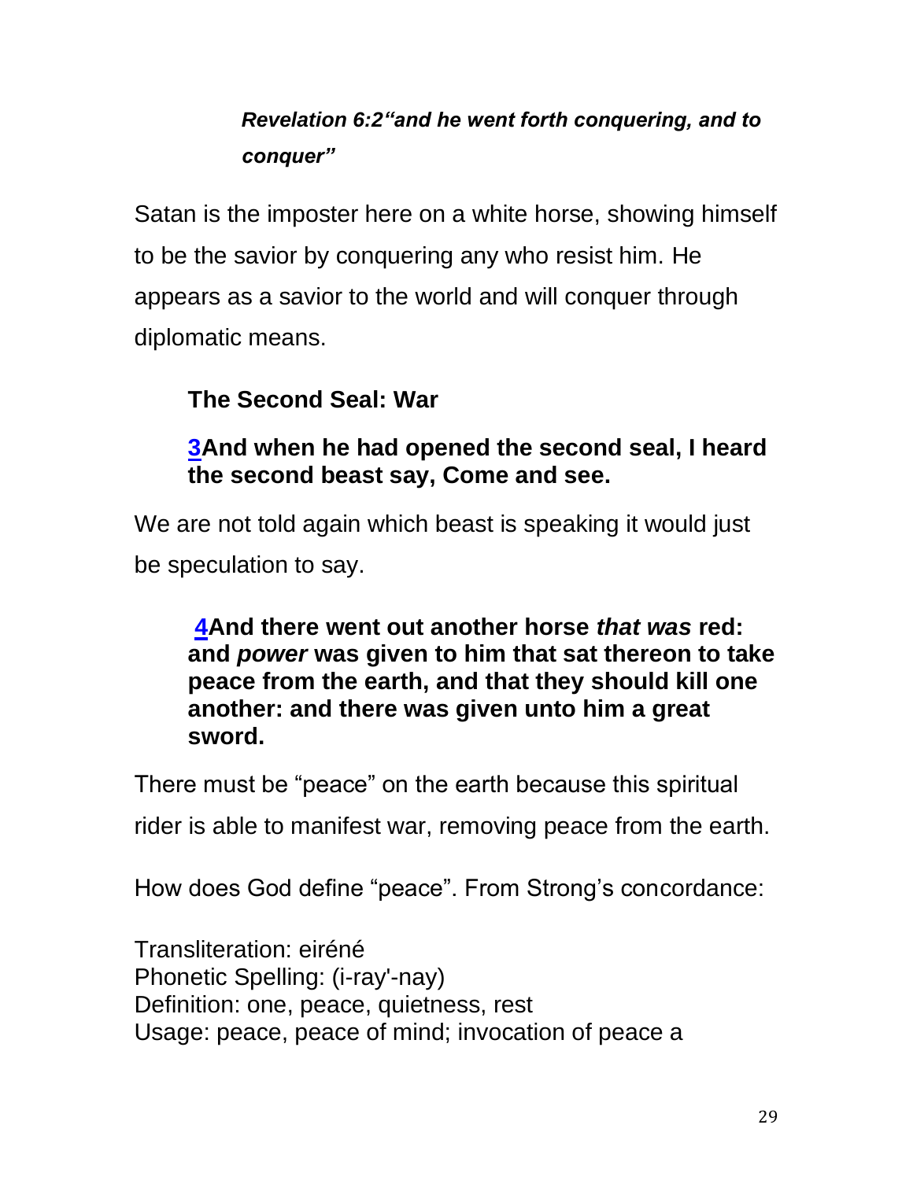***Revelation 6:2"and he went forth conquering, and to conquer"***

Satan is the imposter here on a white horse, showing himself to be the savior by conquering any who resist him. He appears as a savior to the world and will conquer through diplomatic means.

**The Second Seal: War**

**3And when he had opened the second seal, I heard the second beast say, Come and see.**

We are not told again which beast is speaking it would just be speculation to say.

**4And there went out another horse *that was* red: and *power* was given to him that sat thereon to take peace from the earth, and that they should kill one another: and there was given unto him a great sword.**

There must be "peace" on the earth because this spiritual rider is able to manifest war, removing peace from the earth.

How does God define "peace". From Strong's concordance:

Transliteration: eiréné
Phonetic Spelling: (i-ray'-nay)
Definition: one, peace, quietness, rest
Usage: peace, peace of mind; invocation of peace a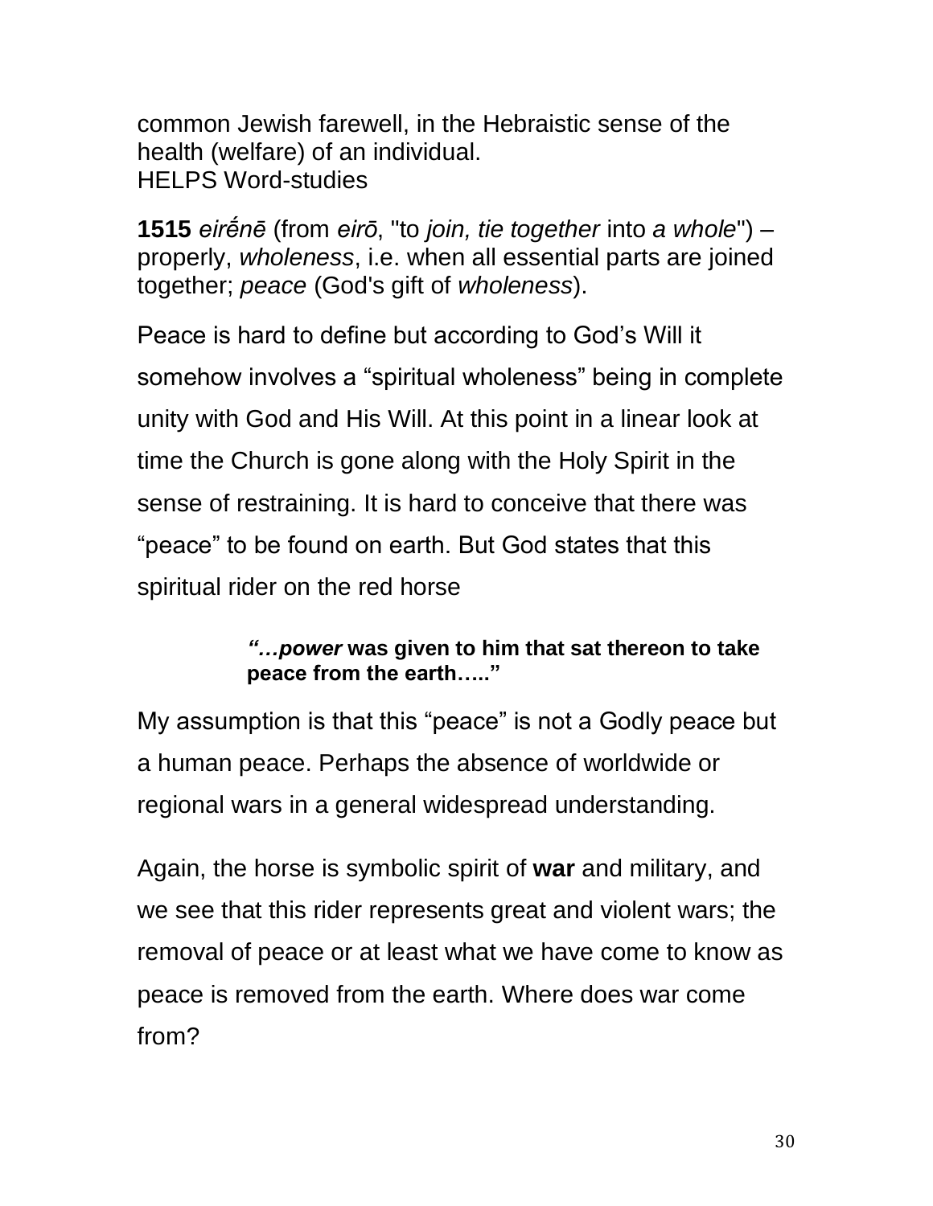common Jewish farewell, in the Hebraistic sense of the health (welfare) of an individual.
HELPS Word-studies

**1515** *eirḗnē* (from *eirō*, "to *join, tie together* into *a whole*") – properly, *wholeness*, i.e. when all essential parts are joined together; *peace* (God's gift of *wholeness*).

Peace is hard to define but according to God's Will it somehow involves a "spiritual wholeness" being in complete unity with God and His Will. At this point in a linear look at time the Church is gone along with the Holy Spirit in the sense of restraining. It is hard to conceive that there was "peace" to be found on earth. But God states that this spiritual rider on the red horse

> ***"…power* was given to him that sat thereon to take peace from the earth….."**

My assumption is that this "peace" is not a Godly peace but a human peace. Perhaps the absence of worldwide or regional wars in a general widespread understanding.

Again, the horse is symbolic spirit of **war** and military, and we see that this rider represents great and violent wars; the removal of peace or at least what we have come to know as peace is removed from the earth. Where does war come from?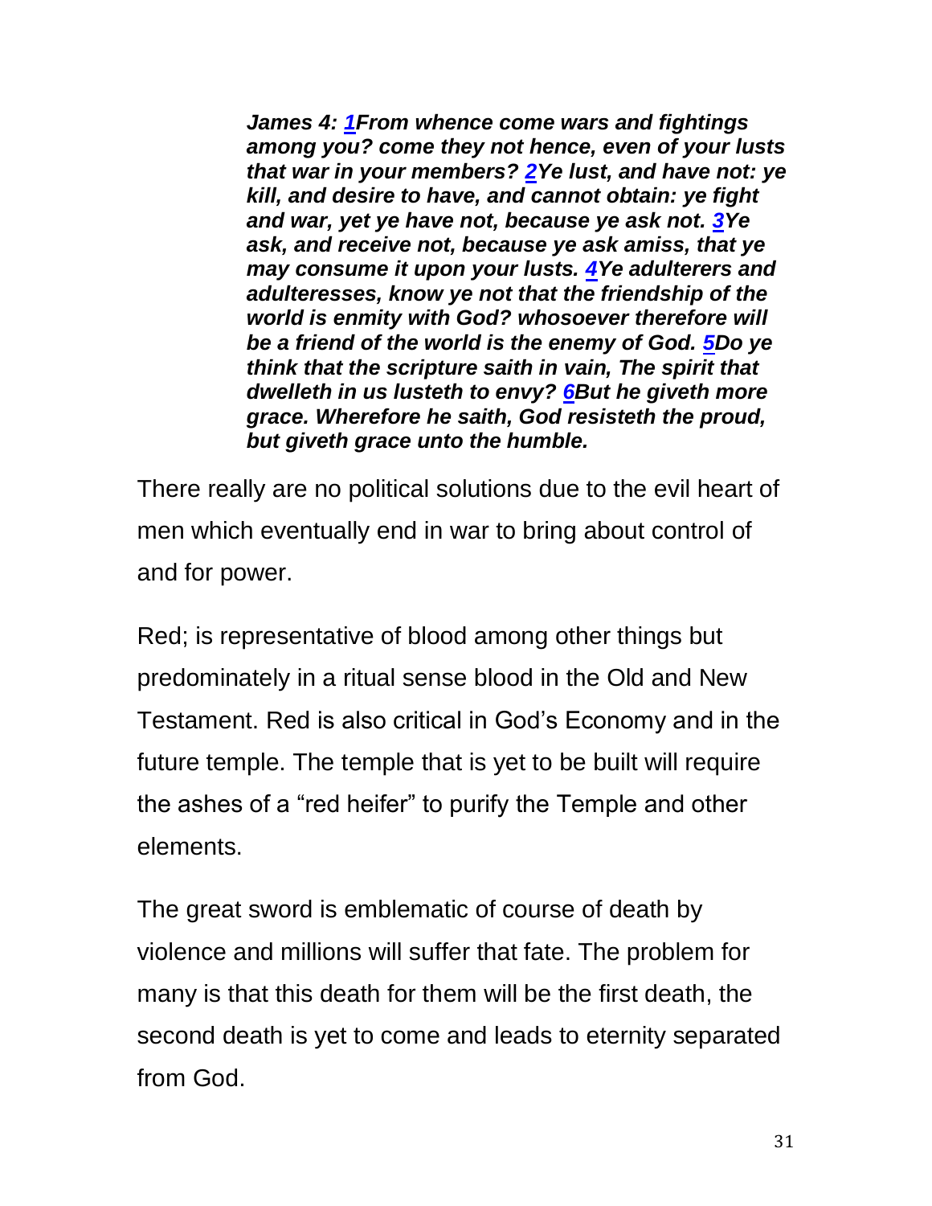***James 4: 1From whence come wars and fightings among you? come they not hence, even of your lusts that war in your members? 2Ye lust, and have not: ye kill, and desire to have, and cannot obtain: ye fight and war, yet ye have not, because ye ask not. 3Ye ask, and receive not, because ye ask amiss, that ye may consume it upon your lusts. 4Ye adulterers and adulteresses, know ye not that the friendship of the world is enmity with God? whosoever therefore will be a friend of the world is the enemy of God. 5Do ye think that the scripture saith in vain, The spirit that dwelleth in us lusteth to envy? 6But he giveth more grace. Wherefore he saith, God resisteth the proud, but giveth grace unto the humble.***

There really are no political solutions due to the evil heart of men which eventually end in war to bring about control of and for power.

Red; is representative of blood among other things but predominately in a ritual sense blood in the Old and New Testament. Red is also critical in God's Economy and in the future temple. The temple that is yet to be built will require the ashes of a "red heifer" to purify the Temple and other elements.

The great sword is emblematic of course of death by violence and millions will suffer that fate. The problem for many is that this death for them will be the first death, the second death is yet to come and leads to eternity separated from God.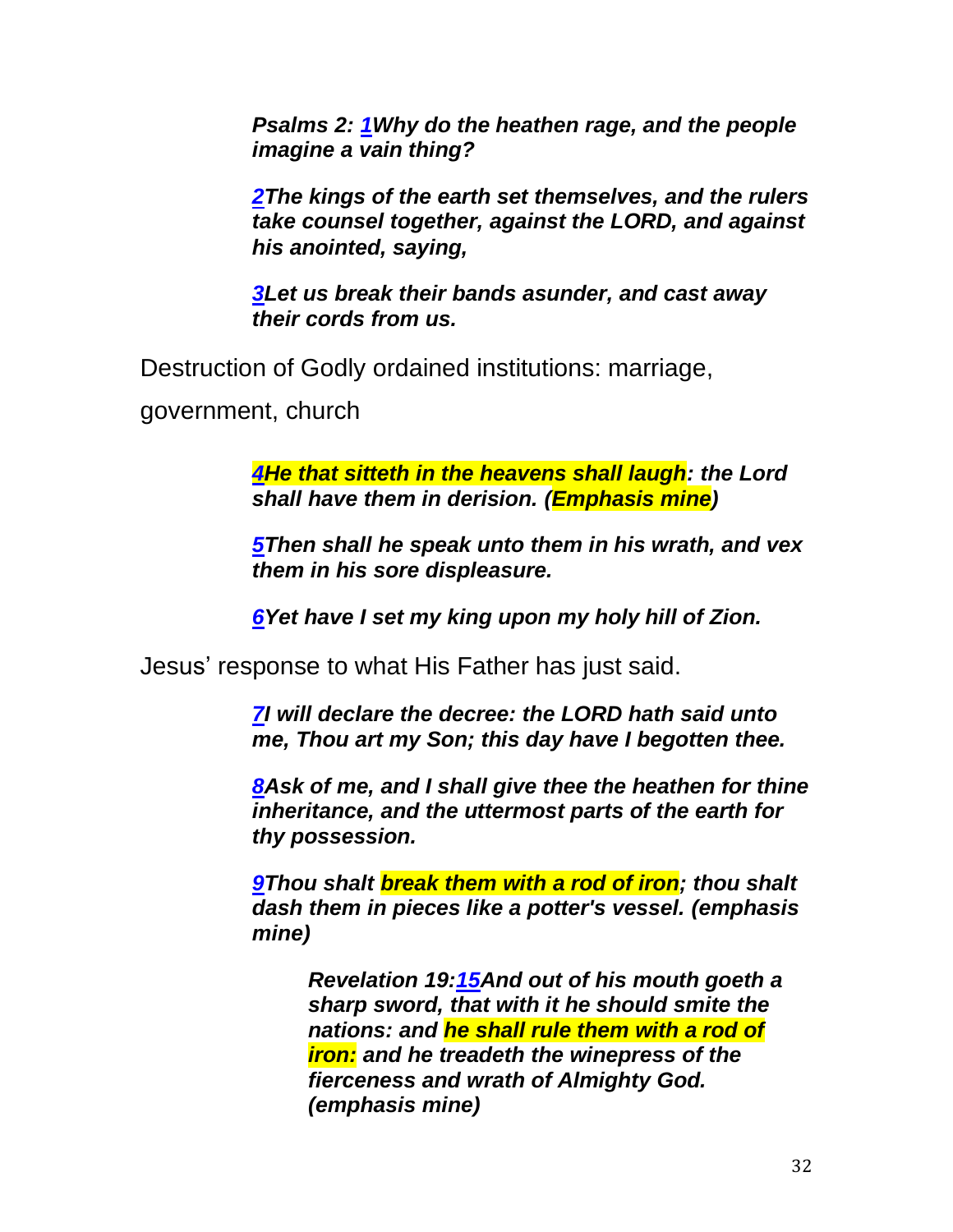> ***Psalms 2: 1Why do the heathen rage, and the people imagine a vain thing?***
>
> ***2The kings of the earth set themselves, and the rulers take counsel together, against the LORD, and against his anointed, saying,***
>
> ***3Let us break their bands asunder, and cast away their cords from us.***

Destruction of Godly ordained institutions: marriage, government, church

> ***4He that sitteth in the heavens shall laugh: the Lord shall have them in derision. (Emphasis mine)***
>
> ***5Then shall he speak unto them in his wrath, and vex them in his sore displeasure.***
>
> ***6Yet have I set my king upon my holy hill of Zion.***

Jesus' response to what His Father has just said.

> ***7I will declare the decree: the LORD hath said unto me, Thou art my Son; this day have I begotten thee.***
>
> ***8Ask of me, and I shall give thee the heathen for thine inheritance, and the uttermost parts of the earth for thy possession.***
>
> ***9Thou shalt break them with a rod of iron; thou shalt dash them in pieces like a potter's vessel. (emphasis mine)***
>
>> ***Revelation 19:15And out of his mouth goeth a sharp sword, that with it he should smite the nations: and he shall rule them with a rod of iron: and he treadeth the winepress of the fierceness and wrath of Almighty God. (emphasis mine)***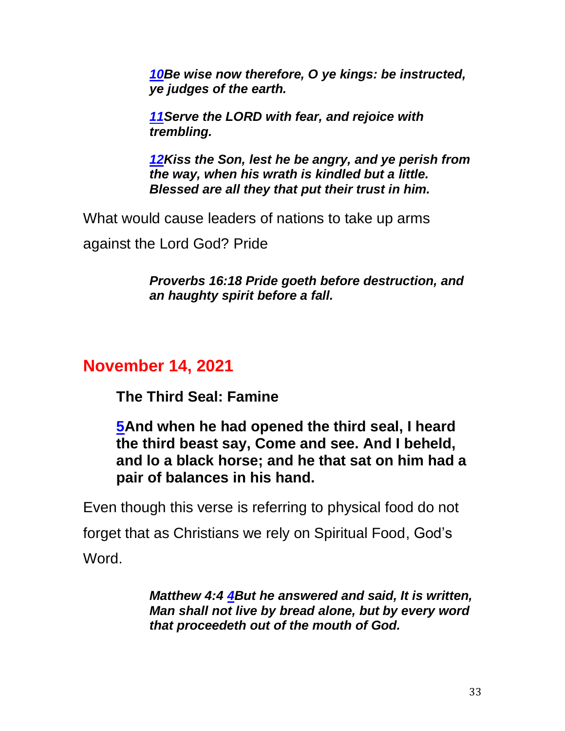*10Be wise now therefore, O ye kings: be instructed, ye judges of the earth.*

*11Serve the LORD with fear, and rejoice with trembling.*

*12Kiss the Son, lest he be angry, and ye perish from the way, when his wrath is kindled but a little. Blessed are all they that put their trust in him.*

What would cause leaders of nations to take up arms against the Lord God? Pride

***Proverbs 16:18 Pride goeth before destruction, and an haughty spirit before a fall.***

## November 14, 2021

**The Third Seal: Famine**

**5And when he had opened the third seal, I heard the third beast say, Come and see. And I beheld, and lo a black horse; and he that sat on him had a pair of balances in his hand.**

Even though this verse is referring to physical food do not forget that as Christians we rely on Spiritual Food, God's Word.

***Matthew 4:4 4But he answered and said, It is written, Man shall not live by bread alone, but by every word that proceedeth out of the mouth of God.***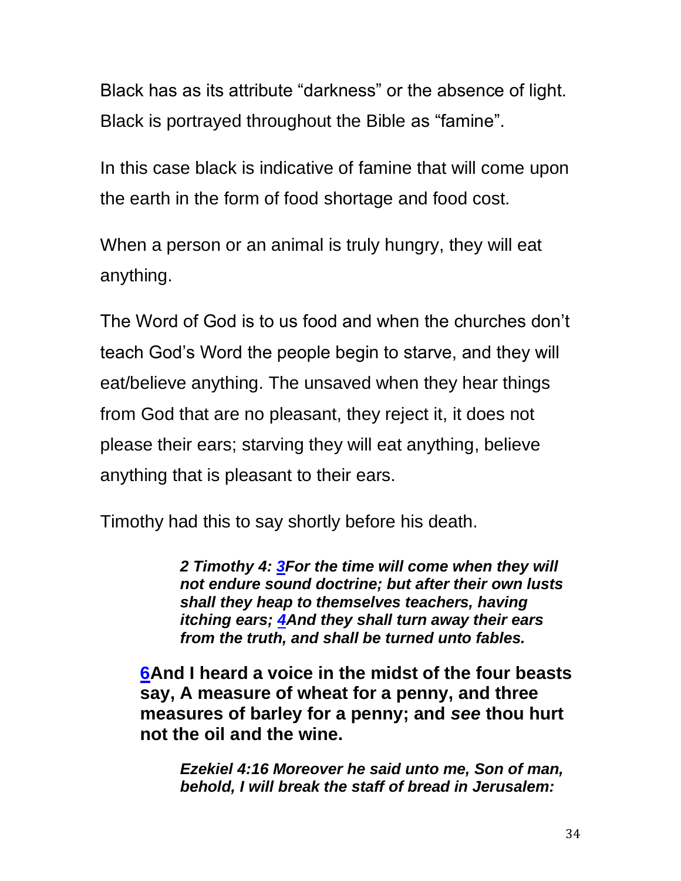Black has as its attribute "darkness" or the absence of light. Black is portrayed throughout the Bible as "famine".

In this case black is indicative of famine that will come upon the earth in the form of food shortage and food cost.

When a person or an animal is truly hungry, they will eat anything.

The Word of God is to us food and when the churches don't teach God's Word the people begin to starve, and they will eat/believe anything. The unsaved when they hear things from God that are no pleasant, they reject it, it does not please their ears; starving they will eat anything, believe anything that is pleasant to their ears.

Timothy had this to say shortly before his death.

> ***2 Timothy 4: 3For the time will come when they will not endure sound doctrine; but after their own lusts shall they heap to themselves teachers, having itching ears; 4And they shall turn away their ears from the truth, and shall be turned unto fables.***

**6And I heard a voice in the midst of the four beasts say, A measure of wheat for a penny, and three measures of barley for a penny; and *see* thou hurt not the oil and the wine.**

> ***Ezekiel 4:16 Moreover he said unto me, Son of man, behold, I will break the staff of bread in Jerusalem:***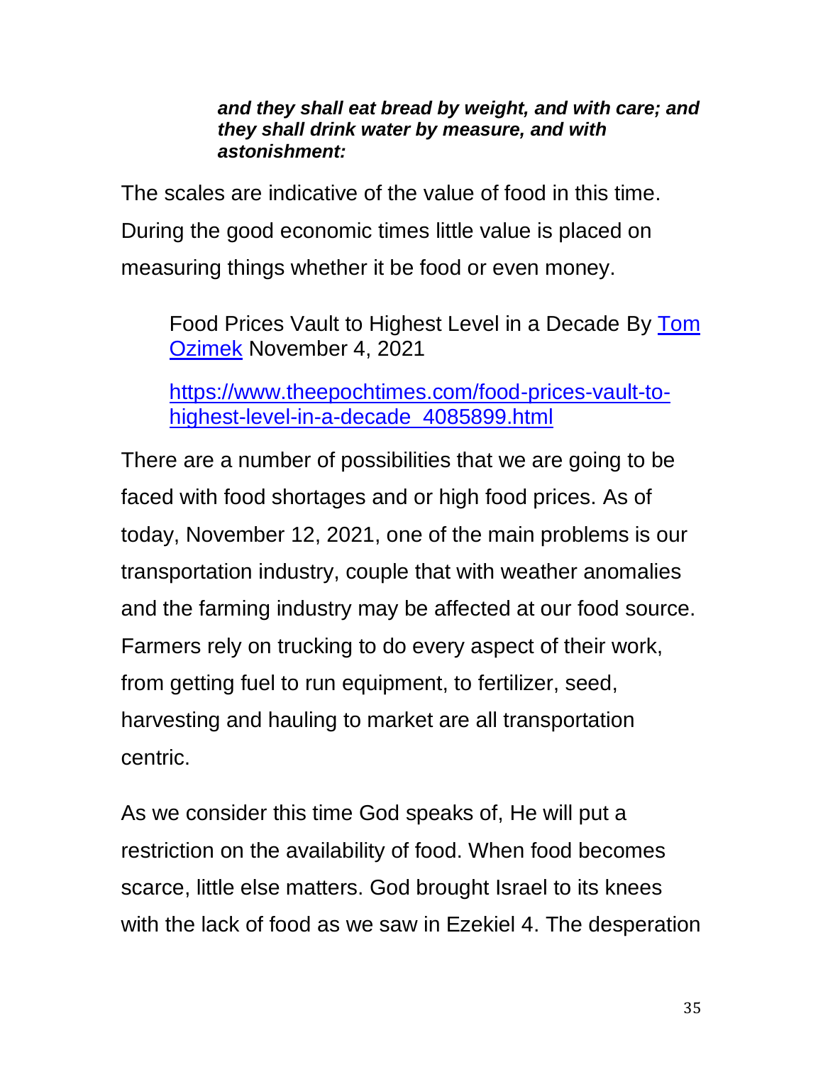> ***and they shall eat bread by weight, and with care; and they shall drink water by measure, and with astonishment:***

The scales are indicative of the value of food in this time. During the good economic times little value is placed on measuring things whether it be food or even money.

> Food Prices Vault to Highest Level in a Decade By [Tom Ozimek](#) November 4, 2021
>
> [https://www.theepochtimes.com/food-prices-vault-to-highest-level-in-a-decade_4085899.html](https://www.theepochtimes.com/food-prices-vault-to-highest-level-in-a-decade_4085899.html)

There are a number of possibilities that we are going to be faced with food shortages and or high food prices. As of today, November 12, 2021, one of the main problems is our transportation industry, couple that with weather anomalies and the farming industry may be affected at our food source. Farmers rely on trucking to do every aspect of their work, from getting fuel to run equipment, to fertilizer, seed, harvesting and hauling to market are all transportation centric.

As we consider this time God speaks of, He will put a restriction on the availability of food. When food becomes scarce, little else matters. God brought Israel to its knees with the lack of food as we saw in Ezekiel 4. The desperation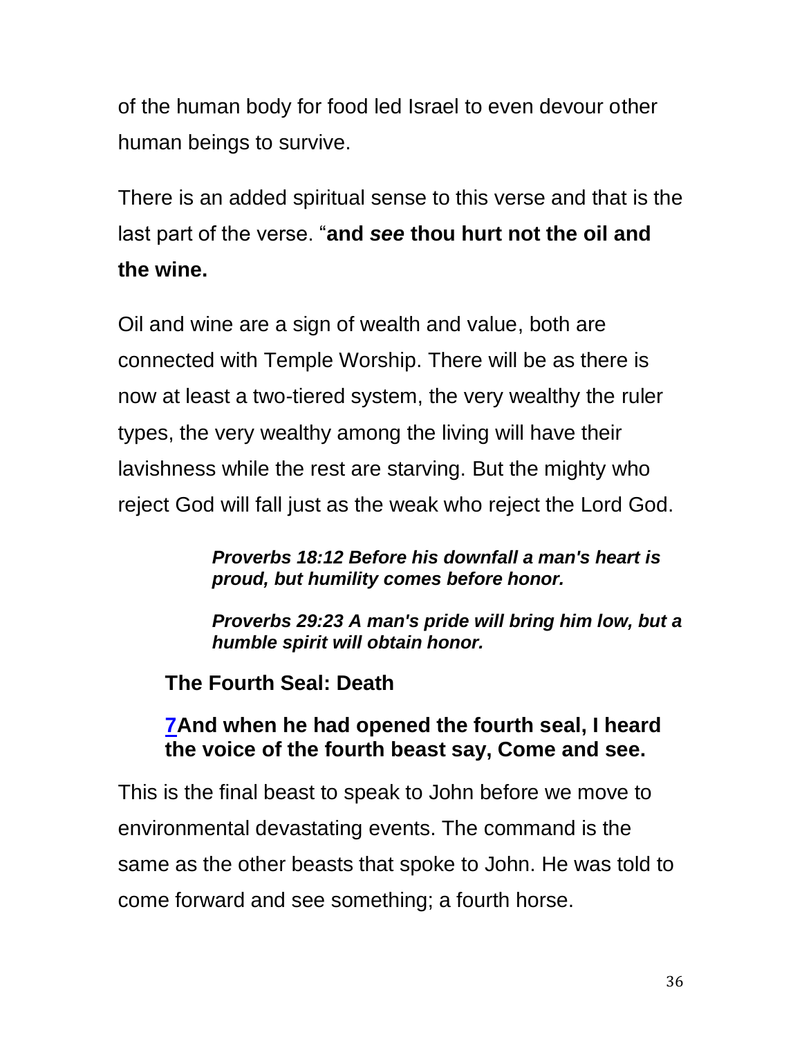of the human body for food led Israel to even devour other human beings to survive.

There is an added spiritual sense to this verse and that is the last part of the verse. "**and *see* thou hurt not the oil and the wine.**

Oil and wine are a sign of wealth and value, both are connected with Temple Worship. There will be as there is now at least a two-tiered system, the very wealthy the ruler types, the very wealthy among the living will have their lavishness while the rest are starving. But the mighty who reject God will fall just as the weak who reject the Lord God.

> ***Proverbs 18:12 Before his downfall a man's heart is proud, but humility comes before honor.***
>
> ***Proverbs 29:23 A man's pride will bring him low, but a humble spirit will obtain honor.***

### The Fourth Seal: Death

**7And when he had opened the fourth seal, I heard the voice of the fourth beast say, Come and see.**

This is the final beast to speak to John before we move to environmental devastating events. The command is the same as the other beasts that spoke to John. He was told to come forward and see something; a fourth horse.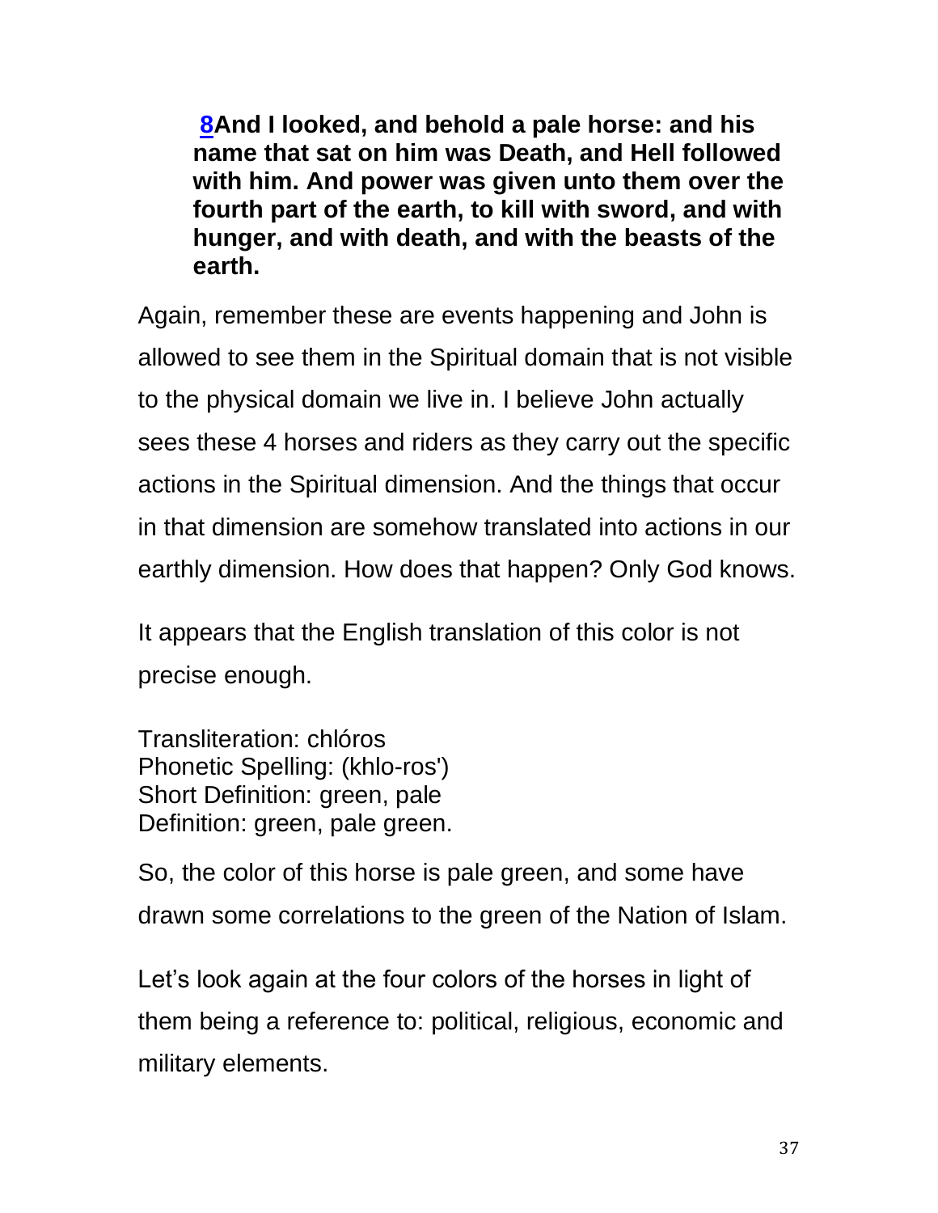**[8](#)And I looked, and behold a pale horse: and his name that sat on him was Death, and Hell followed with him. And power was given unto them over the fourth part of the earth, to kill with sword, and with hunger, and with death, and with the beasts of the earth.**

Again, remember these are events happening and John is allowed to see them in the Spiritual domain that is not visible to the physical domain we live in. I believe John actually sees these 4 horses and riders as they carry out the specific actions in the Spiritual dimension. And the things that occur in that dimension are somehow translated into actions in our earthly dimension. How does that happen? Only God knows.

It appears that the English translation of this color is not precise enough.

Transliteration: chlóros
Phonetic Spelling: (khlo-ros')
Short Definition: green, pale
Definition: green, pale green.

So, the color of this horse is pale green, and some have drawn some correlations to the green of the Nation of Islam.

Let's look again at the four colors of the horses in light of them being a reference to: political, religious, economic and military elements.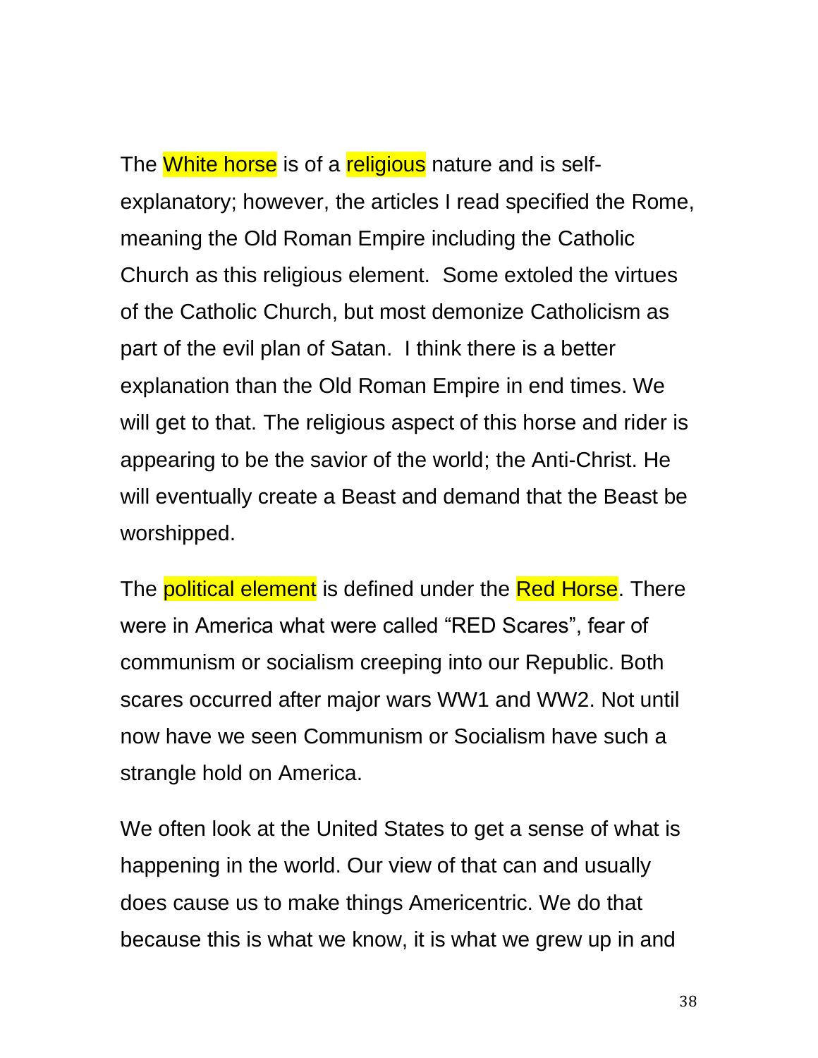The White horse is of a religious nature and is self-explanatory; however, the articles I read specified the Rome, meaning the Old Roman Empire including the Catholic Church as this religious element. Some extoled the virtues of the Catholic Church, but most demonize Catholicism as part of the evil plan of Satan. I think there is a better explanation than the Old Roman Empire in end times. We will get to that. The religious aspect of this horse and rider is appearing to be the savior of the world; the Anti-Christ. He will eventually create a Beast and demand that the Beast be worshipped.

The political element is defined under the Red Horse. There were in America what were called "RED Scares", fear of communism or socialism creeping into our Republic. Both scares occurred after major wars WW1 and WW2. Not until now have we seen Communism or Socialism have such a strangle hold on America.

We often look at the United States to get a sense of what is happening in the world. Our view of that can and usually does cause us to make things Americentric. We do that because this is what we know, it is what we grew up in and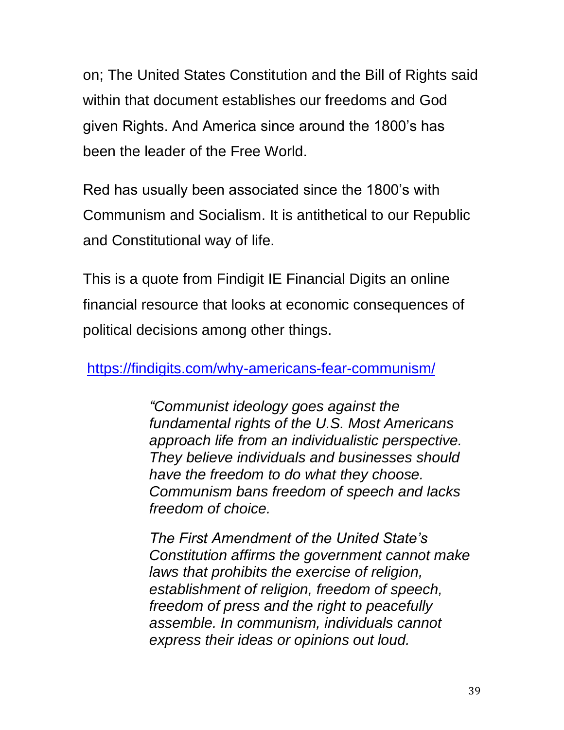on; The United States Constitution and the Bill of Rights said within that document establishes our freedoms and God given Rights. And America since around the 1800's has been the leader of the Free World.

Red has usually been associated since the 1800's with Communism and Socialism. It is antithetical to our Republic and Constitutional way of life.

This is a quote from Findigit IE Financial Digits an online financial resource that looks at economic consequences of political decisions among other things.

https://findigits.com/why-americans-fear-communism/

> *"Communist ideology goes against the fundamental rights of the U.S. Most Americans approach life from an individualistic perspective. They believe individuals and businesses should have the freedom to do what they choose. Communism bans freedom of speech and lacks freedom of choice.*
>
> *The First Amendment of the United State's Constitution affirms the government cannot make laws that prohibits the exercise of religion, establishment of religion, freedom of speech, freedom of press and the right to peacefully assemble. In communism, individuals cannot express their ideas or opinions out loud.*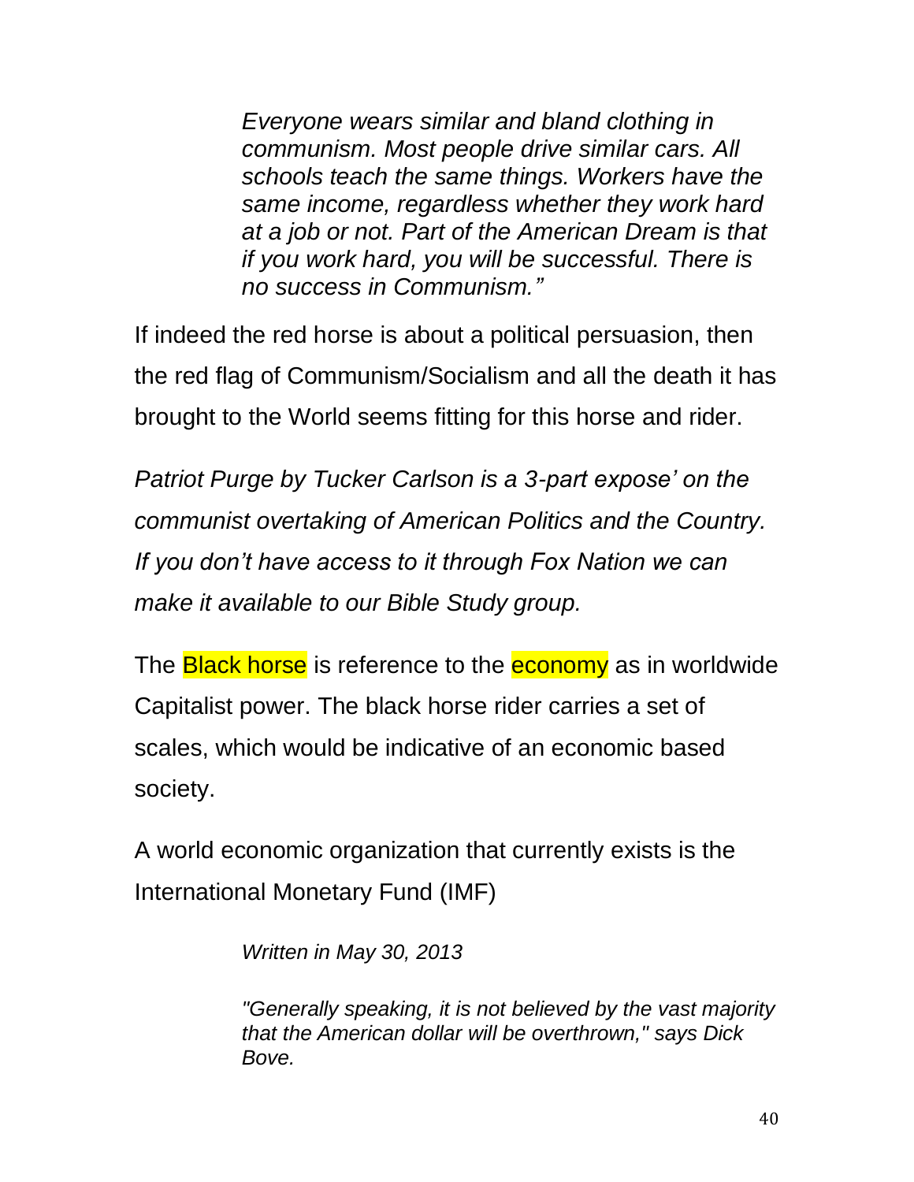> *Everyone wears similar and bland clothing in communism. Most people drive similar cars. All schools teach the same things. Workers have the same income, regardless whether they work hard at a job or not. Part of the American Dream is that if you work hard, you will be successful. There is no success in Communism."*

If indeed the red horse is about a political persuasion, then the red flag of Communism/Socialism and all the death it has brought to the World seems fitting for this horse and rider.

*Patriot Purge by Tucker Carlson is a 3-part expose' on the communist overtaking of American Politics and the Country. If you don't have access to it through Fox Nation we can make it available to our Bible Study group.*

The Black horse is reference to the economy as in worldwide Capitalist power. The black horse rider carries a set of scales, which would be indicative of an economic based society.

A world economic organization that currently exists is the International Monetary Fund (IMF)

> *Written in May 30, 2013*
>
> *"Generally speaking, it is not believed by the vast majority that the American dollar will be overthrown," says Dick Bove.*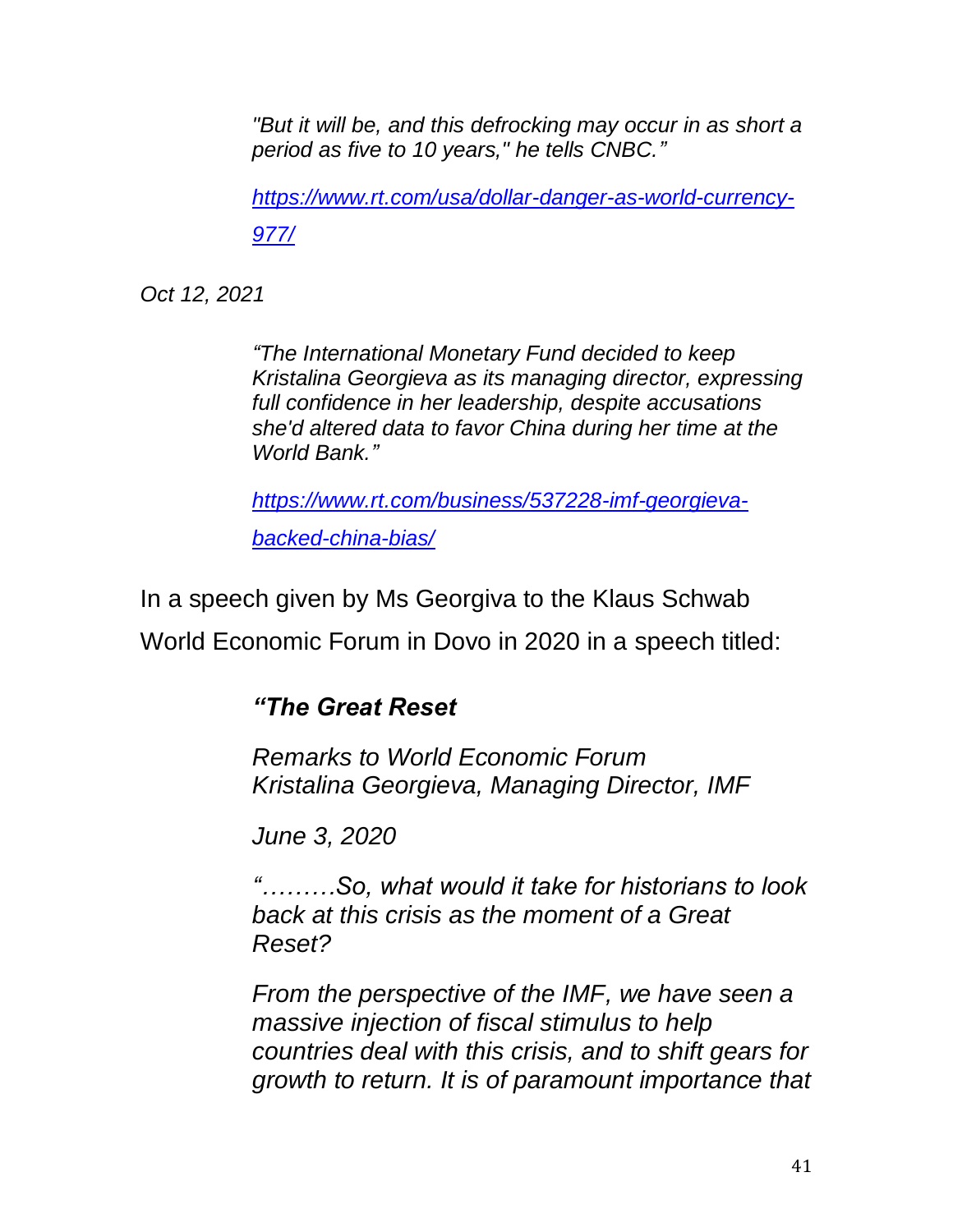*"But it will be, and this defrocking may occur in as short a period as five to 10 years," he tells CNBC."*

*[https://www.rt.com/usa/dollar-danger-as-world-currency-977/](https://www.rt.com/usa/dollar-danger-as-world-currency-977/)*

*Oct 12, 2021*

> *"The International Monetary Fund decided to keep Kristalina Georgieva as its managing director, expressing full confidence in her leadership, despite accusations she'd altered data to favor China during her time at the World Bank."*
>
> *[https://www.rt.com/business/537228-imf-georgieva-backed-china-bias/](https://www.rt.com/business/537228-imf-georgieva-backed-china-bias/)*

In a speech given by Ms Georgiva to the Klaus Schwab World Economic Forum in Dovo in 2020 in a speech titled:

> ***"The Great Reset***
>
> *Remarks to World Economic Forum*
> *Kristalina Georgieva, Managing Director, IMF*
>
> *June 3, 2020*
>
> *"………So, what would it take for historians to look back at this crisis as the moment of a Great Reset?*
>
> *From the perspective of the IMF, we have seen a massive injection of fiscal stimulus to help countries deal with this crisis, and to shift gears for growth to return. It is of paramount importance that*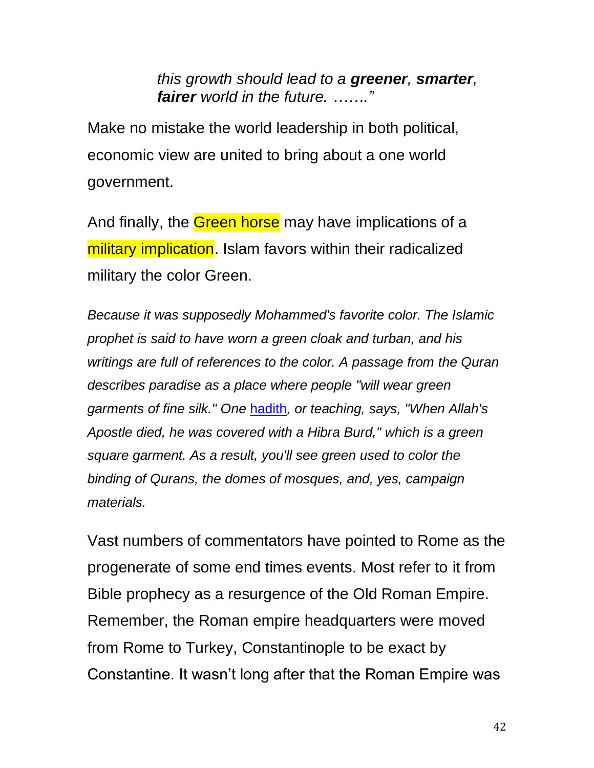*this growth should lead to a **greener**, **smarter**, **fairer** world in the future. ……."*

Make no mistake the world leadership in both political, economic view are united to bring about a one world government.

And finally, the Green horse may have implications of a military implication. Islam favors within their radicalized military the color Green.

*Because it was supposedly Mohammed's favorite color. The Islamic prophet is said to have worn a green cloak and turban, and his writings are full of references to the color. A passage from the Quran describes paradise as a place where people "will wear green garments of fine silk." One hadith, or teaching, says, "When Allah's Apostle died, he was covered with a Hibra Burd," which is a green square garment. As a result, you'll see green used to color the binding of Qurans, the domes of mosques, and, yes, campaign materials.*

Vast numbers of commentators have pointed to Rome as the progenerate of some end times events. Most refer to it from Bible prophecy as a resurgence of the Old Roman Empire. Remember, the Roman empire headquarters were moved from Rome to Turkey, Constantinople to be exact by Constantine. It wasn't long after that the Roman Empire was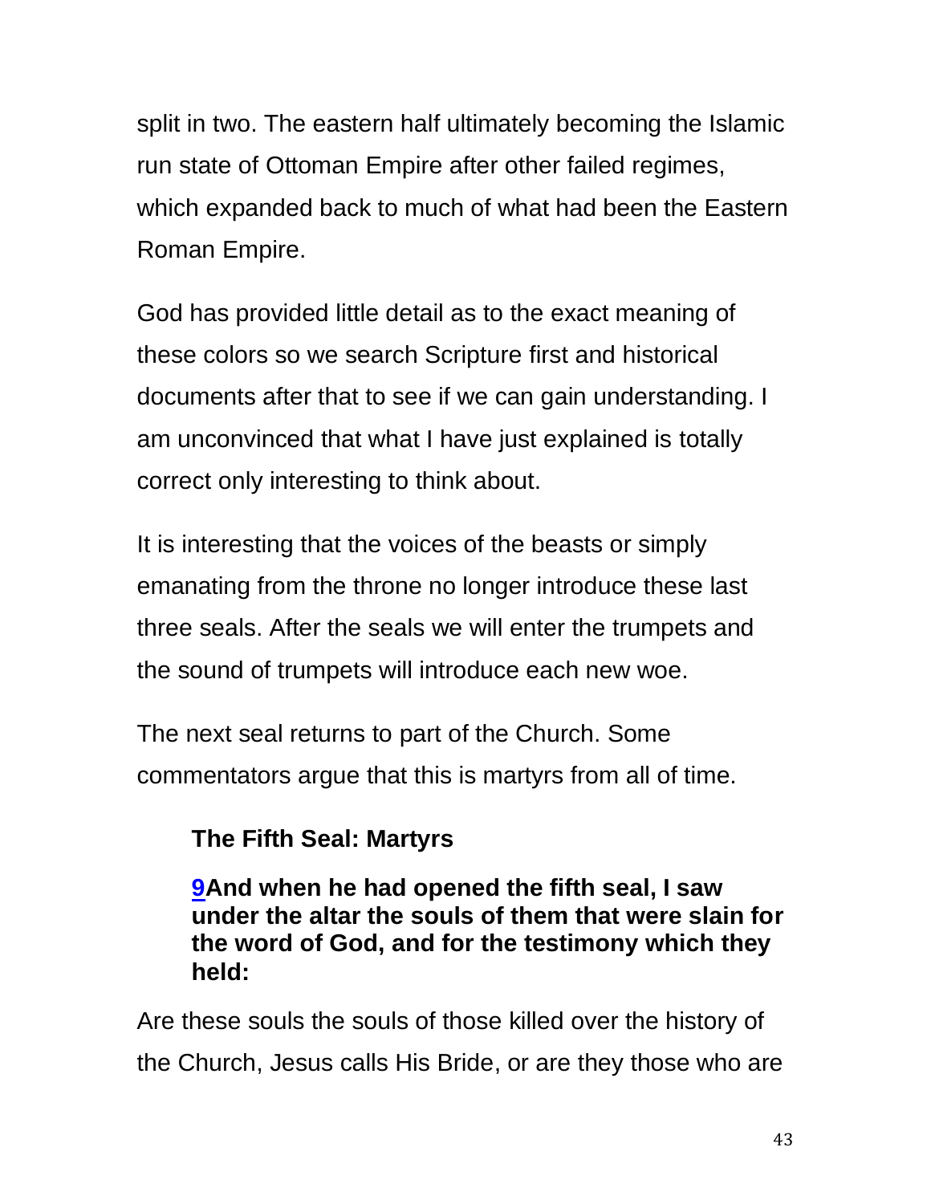split in two. The eastern half ultimately becoming the Islamic run state of Ottoman Empire after other failed regimes, which expanded back to much of what had been the Eastern Roman Empire.

God has provided little detail as to the exact meaning of these colors so we search Scripture first and historical documents after that to see if we can gain understanding. I am unconvinced that what I have just explained is totally correct only interesting to think about.

It is interesting that the voices of the beasts or simply emanating from the throne no longer introduce these last three seals. After the seals we will enter the trumpets and the sound of trumpets will introduce each new woe.

The next seal returns to part of the Church. Some commentators argue that this is martyrs from all of time.

**The Fifth Seal: Martyrs**

**9And when he had opened the fifth seal, I saw under the altar the souls of them that were slain for the word of God, and for the testimony which they held:**

Are these souls the souls of those killed over the history of the Church, Jesus calls His Bride, or are they those who are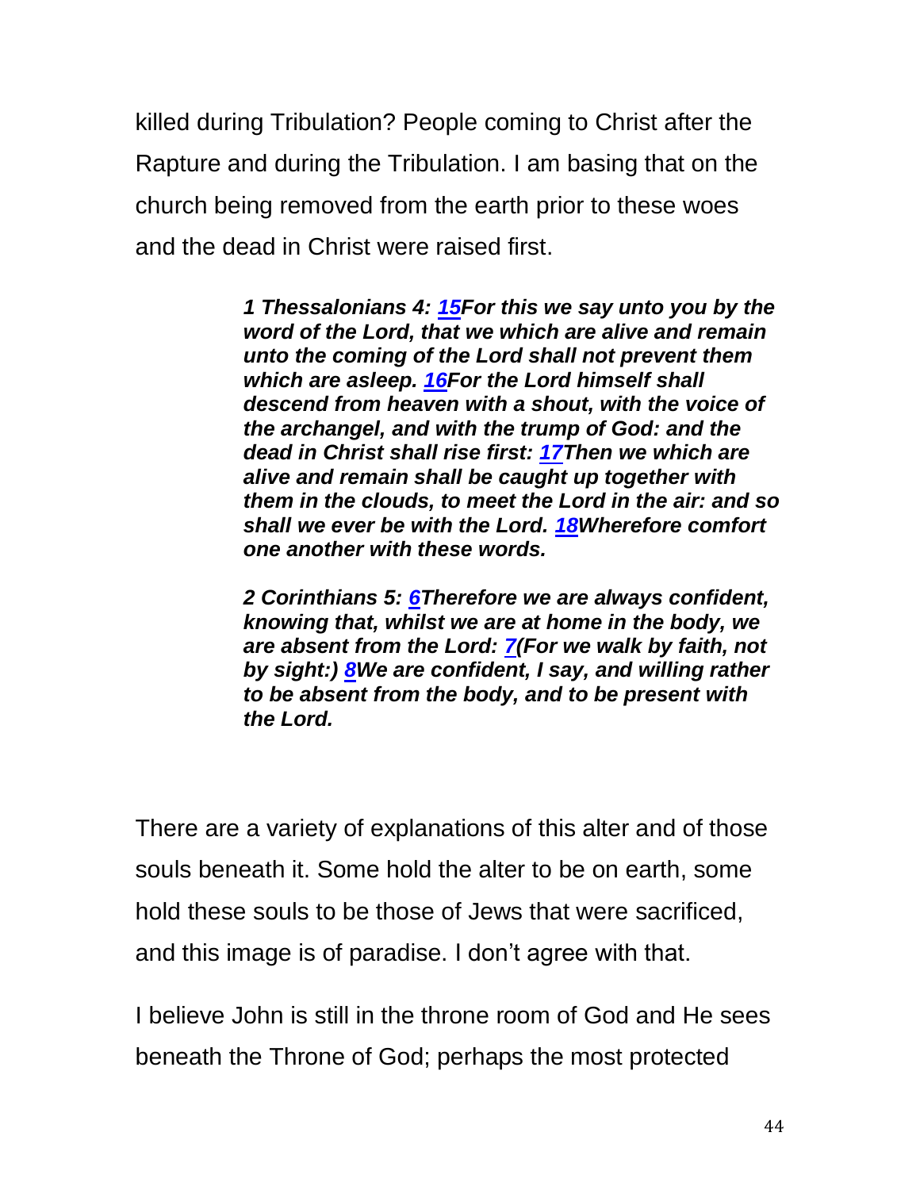killed during Tribulation? People coming to Christ after the Rapture and during the Tribulation. I am basing that on the church being removed from the earth prior to these woes and the dead in Christ were raised first.

> ***1 Thessalonians 4: 15For this we say unto you by the word of the Lord, that we which are alive and remain unto the coming of the Lord shall not prevent them which are asleep. 16For the Lord himself shall descend from heaven with a shout, with the voice of the archangel, and with the trump of God: and the dead in Christ shall rise first: 17Then we which are alive and remain shall be caught up together with them in the clouds, to meet the Lord in the air: and so shall we ever be with the Lord. 18Wherefore comfort one another with these words.***
>
> ***2 Corinthians 5: 6Therefore we are always confident, knowing that, whilst we are at home in the body, we are absent from the Lord: 7(For we walk by faith, not by sight:) 8We are confident, I say, and willing rather to be absent from the body, and to be present with the Lord.***

There are a variety of explanations of this alter and of those souls beneath it. Some hold the alter to be on earth, some hold these souls to be those of Jews that were sacrificed, and this image is of paradise. I don't agree with that.

I believe John is still in the throne room of God and He sees beneath the Throne of God; perhaps the most protected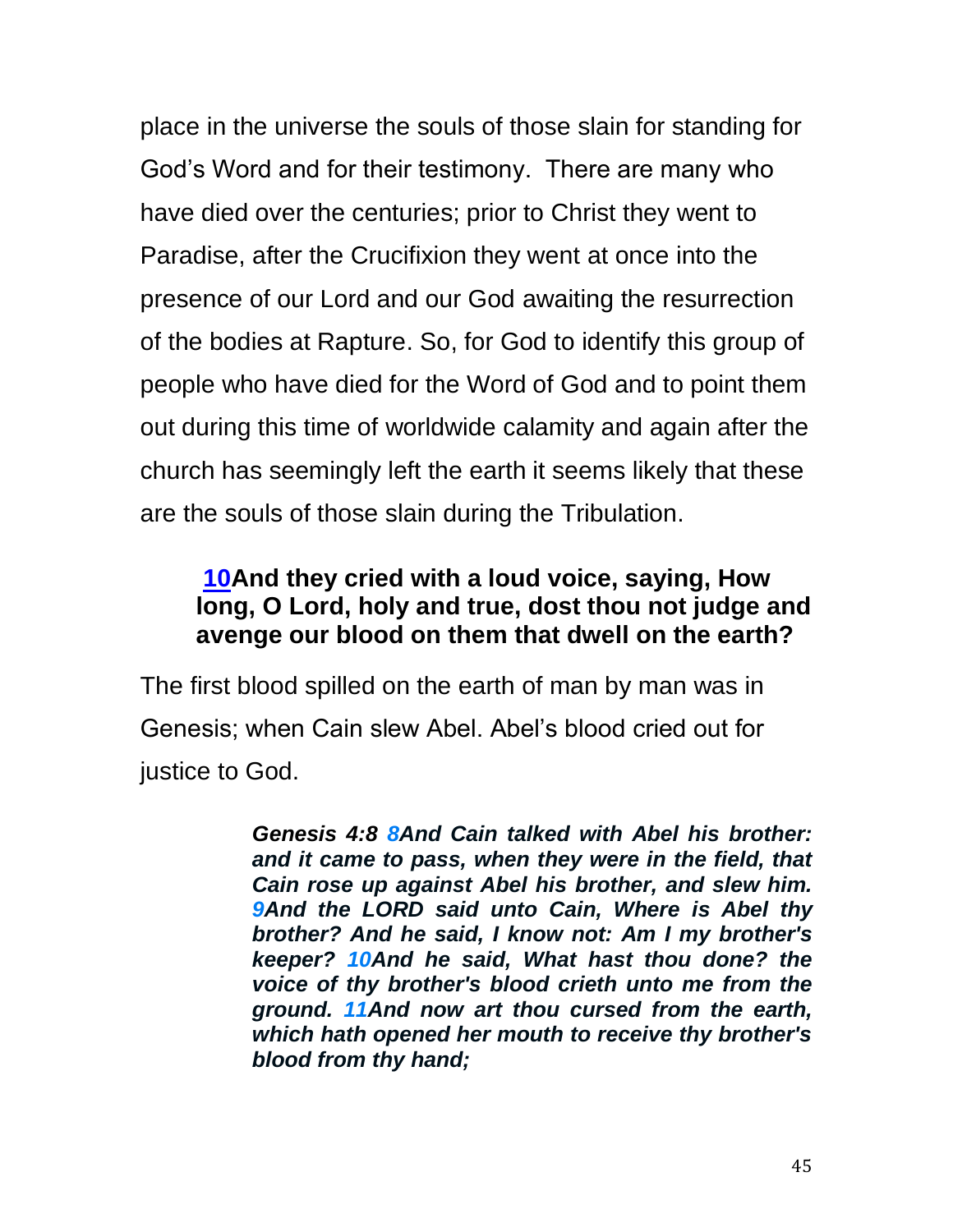place in the universe the souls of those slain for standing for God's Word and for their testimony. There are many who have died over the centuries; prior to Christ they went to Paradise, after the Crucifixion they went at once into the presence of our Lord and our God awaiting the resurrection of the bodies at Rapture. So, for God to identify this group of people who have died for the Word of God and to point them out during this time of worldwide calamity and again after the church has seemingly left the earth it seems likely that these are the souls of those slain during the Tribulation.

> **10And they cried with a loud voice, saying, How long, O Lord, holy and true, dost thou not judge and avenge our blood on them that dwell on the earth?**

The first blood spilled on the earth of man by man was in Genesis; when Cain slew Abel. Abel's blood cried out for justice to God.

> ***Genesis 4:8 8And Cain talked with Abel his brother: and it came to pass, when they were in the field, that Cain rose up against Abel his brother, and slew him. 9And the LORD said unto Cain, Where is Abel thy brother? And he said, I know not: Am I my brother's keeper? 10And he said, What hast thou done? the voice of thy brother's blood crieth unto me from the ground. 11And now art thou cursed from the earth, which hath opened her mouth to receive thy brother's blood from thy hand;***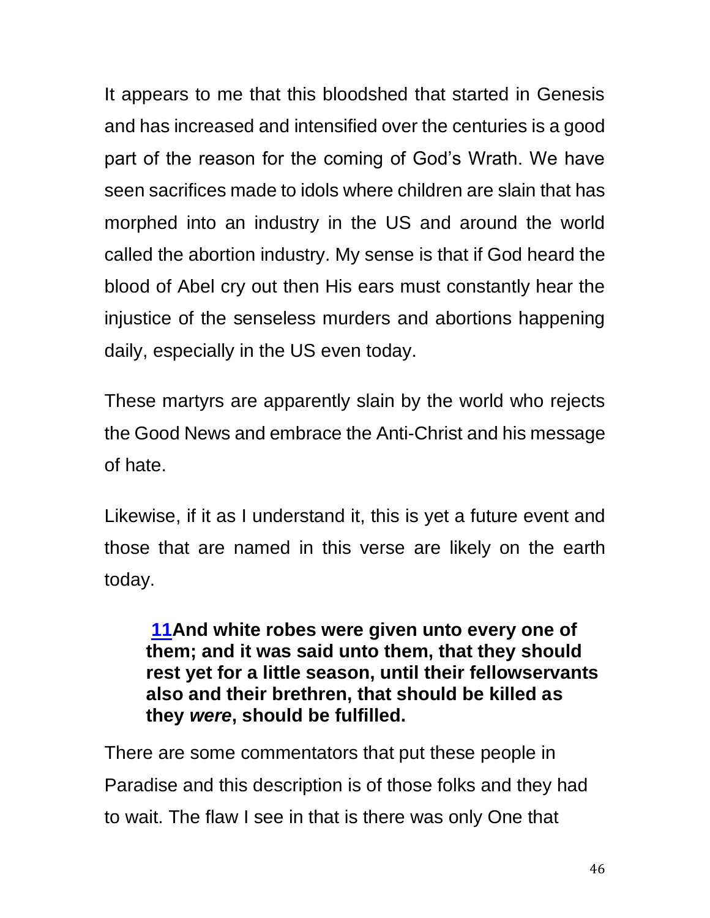It appears to me that this bloodshed that started in Genesis and has increased and intensified over the centuries is a good part of the reason for the coming of God's Wrath. We have seen sacrifices made to idols where children are slain that has morphed into an industry in the US and around the world called the abortion industry. My sense is that if God heard the blood of Abel cry out then His ears must constantly hear the injustice of the senseless murders and abortions happening daily, especially in the US even today.

These martyrs are apparently slain by the world who rejects the Good News and embrace the Anti-Christ and his message of hate.

Likewise, if it as I understand it, this is yet a future event and those that are named in this verse are likely on the earth today.

> **11And white robes were given unto every one of them; and it was said unto them, that they should rest yet for a little season, until their fellowservants also and their brethren, that should be killed as they *were*, should be fulfilled.**

There are some commentators that put these people in Paradise and this description is of those folks and they had to wait. The flaw I see in that is there was only One that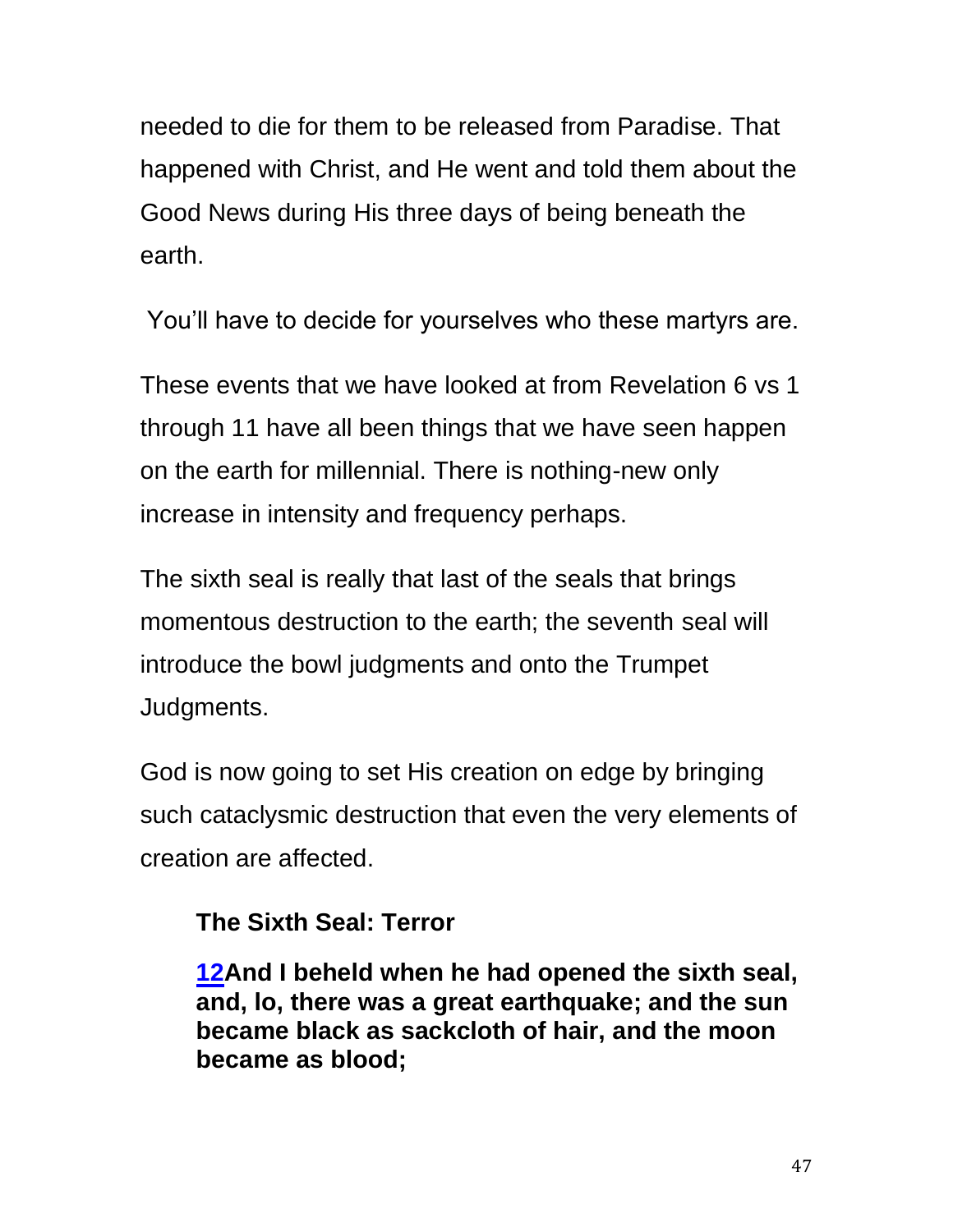needed to die for them to be released from Paradise. That happened with Christ, and He went and told them about the Good News during His three days of being beneath the earth.

You'll have to decide for yourselves who these martyrs are.

These events that we have looked at from Revelation 6 vs 1 through 11 have all been things that we have seen happen on the earth for millennial. There is nothing-new only increase in intensity and frequency perhaps.

The sixth seal is really that last of the seals that brings momentous destruction to the earth; the seventh seal will introduce the bowl judgments and onto the Trumpet Judgments.

God is now going to set His creation on edge by bringing such cataclysmic destruction that even the very elements of creation are affected.

**The Sixth Seal: Terror**

**12And I beheld when he had opened the sixth seal, and, lo, there was a great earthquake; and the sun became black as sackcloth of hair, and the moon became as blood;**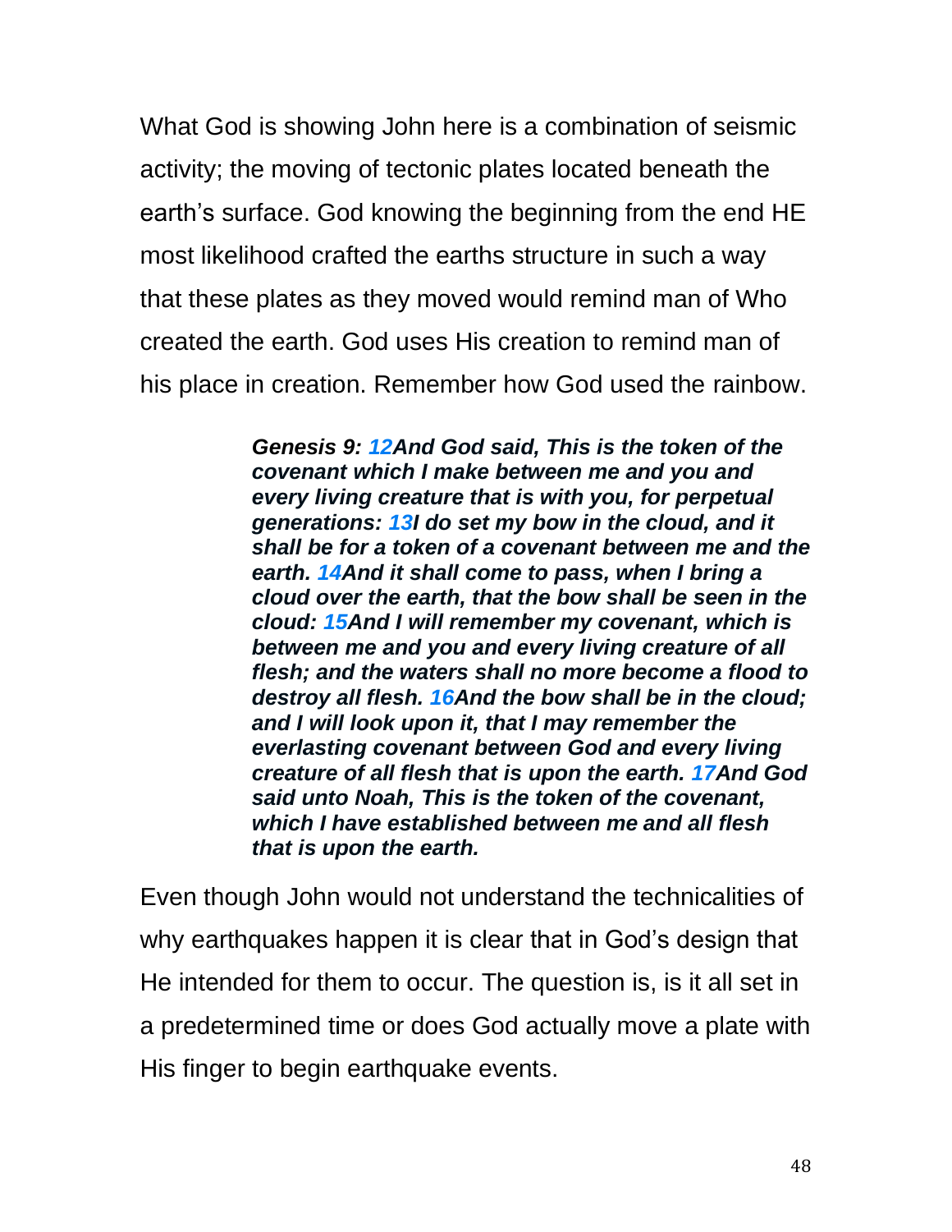What God is showing John here is a combination of seismic activity; the moving of tectonic plates located beneath the earth's surface. God knowing the beginning from the end HE most likelihood crafted the earths structure in such a way that these plates as they moved would remind man of Who created the earth. God uses His creation to remind man of his place in creation. Remember how God used the rainbow.

> ***Genesis 9: 12And God said, This is the token of the covenant which I make between me and you and every living creature that is with you, for perpetual generations: 13I do set my bow in the cloud, and it shall be for a token of a covenant between me and the earth. 14And it shall come to pass, when I bring a cloud over the earth, that the bow shall be seen in the cloud: 15And I will remember my covenant, which is between me and you and every living creature of all flesh; and the waters shall no more become a flood to destroy all flesh. 16And the bow shall be in the cloud; and I will look upon it, that I may remember the everlasting covenant between God and every living creature of all flesh that is upon the earth. 17And God said unto Noah, This is the token of the covenant, which I have established between me and all flesh that is upon the earth.***

Even though John would not understand the technicalities of why earthquakes happen it is clear that in God's design that He intended for them to occur. The question is, is it all set in a predetermined time or does God actually move a plate with His finger to begin earthquake events.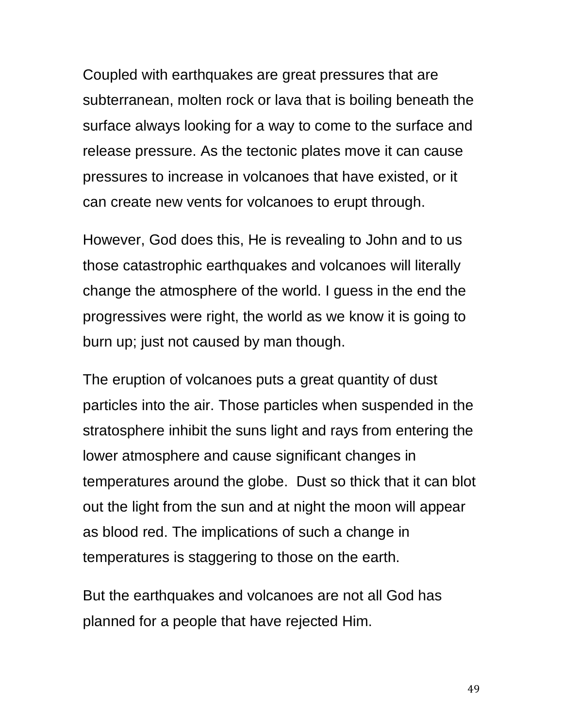Coupled with earthquakes are great pressures that are subterranean, molten rock or lava that is boiling beneath the surface always looking for a way to come to the surface and release pressure. As the tectonic plates move it can cause pressures to increase in volcanoes that have existed, or it can create new vents for volcanoes to erupt through.

However, God does this, He is revealing to John and to us those catastrophic earthquakes and volcanoes will literally change the atmosphere of the world. I guess in the end the progressives were right, the world as we know it is going to burn up; just not caused by man though.

The eruption of volcanoes puts a great quantity of dust particles into the air. Those particles when suspended in the stratosphere inhibit the suns light and rays from entering the lower atmosphere and cause significant changes in temperatures around the globe.  Dust so thick that it can blot out the light from the sun and at night the moon will appear as blood red. The implications of such a change in temperatures is staggering to those on the earth.

But the earthquakes and volcanoes are not all God has planned for a people that have rejected Him.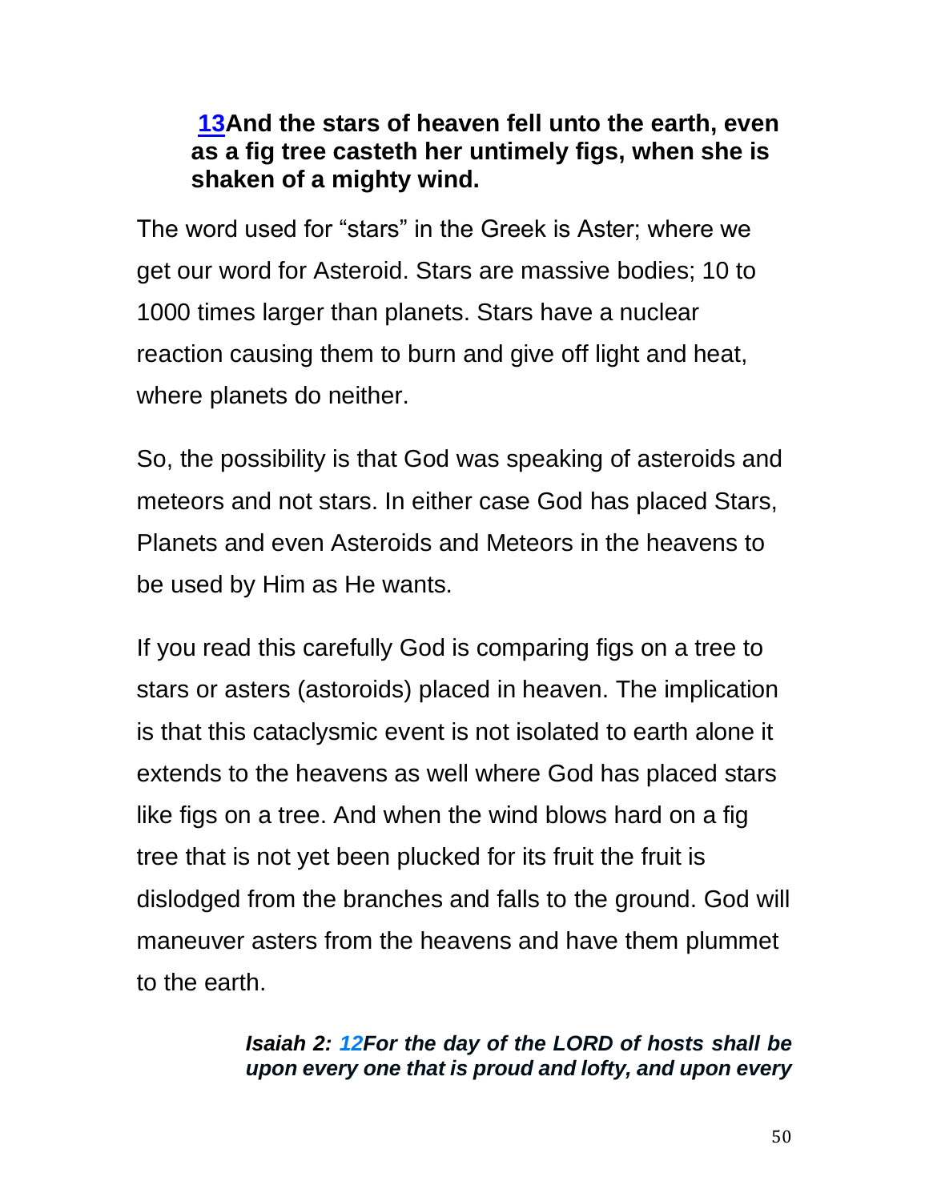**13And the stars of heaven fell unto the earth, even as a fig tree casteth her untimely figs, when she is shaken of a mighty wind.**

The word used for “stars” in the Greek is Aster; where we get our word for Asteroid. Stars are massive bodies; 10 to 1000 times larger than planets. Stars have a nuclear reaction causing them to burn and give off light and heat, where planets do neither.

So, the possibility is that God was speaking of asteroids and meteors and not stars. In either case God has placed Stars, Planets and even Asteroids and Meteors in the heavens to be used by Him as He wants.

If you read this carefully God is comparing figs on a tree to stars or asters (astoroids) placed in heaven. The implication is that this cataclysmic event is not isolated to earth alone it extends to the heavens as well where God has placed stars like figs on a tree. And when the wind blows hard on a fig tree that is not yet been plucked for its fruit the fruit is dislodged from the branches and falls to the ground. God will maneuver asters from the heavens and have them plummet to the earth.

***Isaiah 2: 12For the day of the LORD of hosts shall be upon every one that is proud and lofty, and upon every***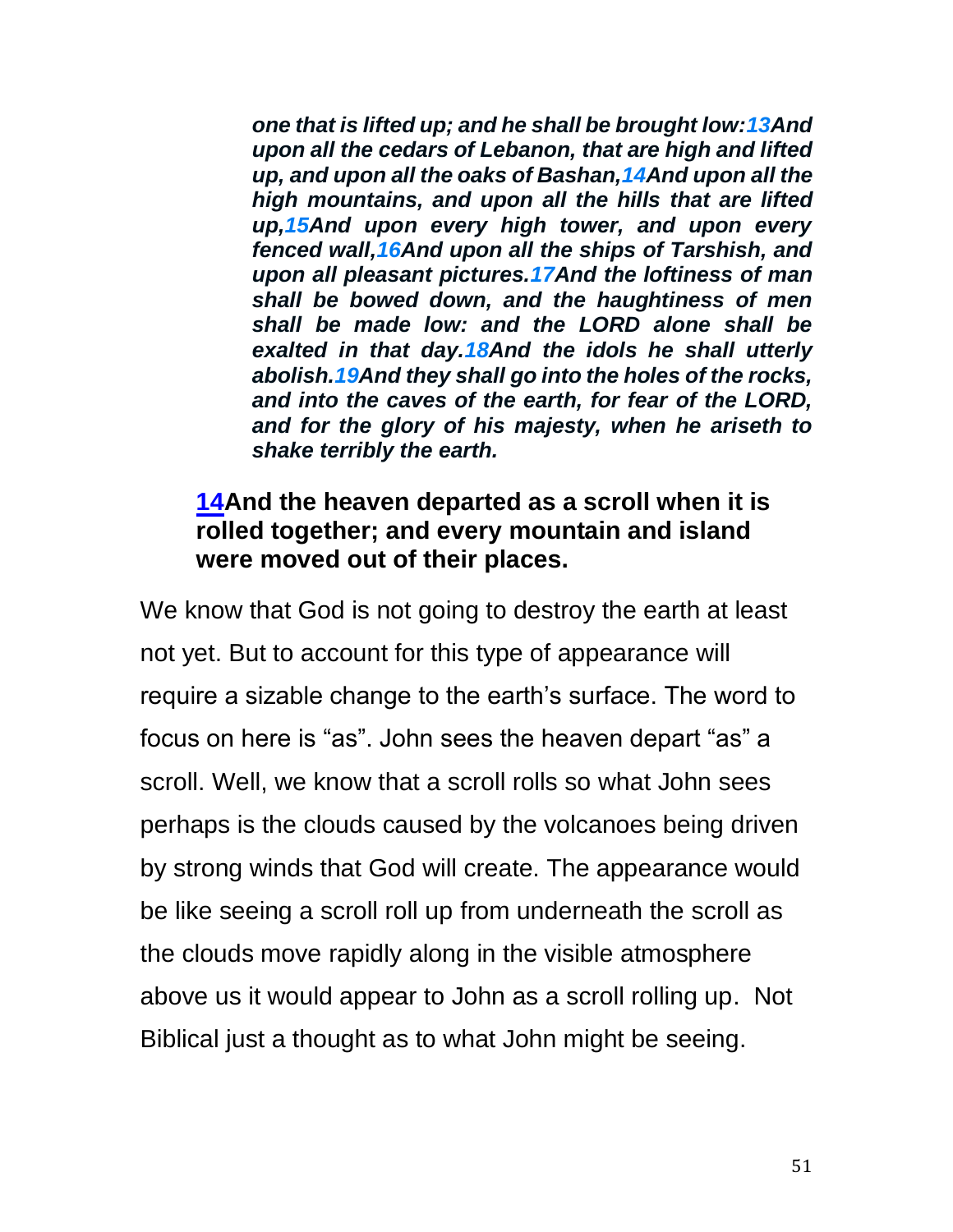***one that is lifted up; and he shall be brought low:13And upon all the cedars of Lebanon, that are high and lifted up, and upon all the oaks of Bashan,14And upon all the high mountains, and upon all the hills that are lifted up,15And upon every high tower, and upon every fenced wall,16And upon all the ships of Tarshish, and upon all pleasant pictures.17And the loftiness of man shall be bowed down, and the haughtiness of men shall be made low: and the LORD alone shall be exalted in that day.18And the idols he shall utterly abolish.19And they shall go into the holes of the rocks, and into the caves of the earth, for fear of the LORD, and for the glory of his majesty, when he ariseth to shake terribly the earth.***

**14And the heaven departed as a scroll when it is rolled together; and every mountain and island were moved out of their places.**

We know that God is not going to destroy the earth at least not yet. But to account for this type of appearance will require a sizable change to the earth's surface. The word to focus on here is "as". John sees the heaven depart "as" a scroll. Well, we know that a scroll rolls so what John sees perhaps is the clouds caused by the volcanoes being driven by strong winds that God will create. The appearance would be like seeing a scroll roll up from underneath the scroll as the clouds move rapidly along in the visible atmosphere above us it would appear to John as a scroll rolling up. Not Biblical just a thought as to what John might be seeing.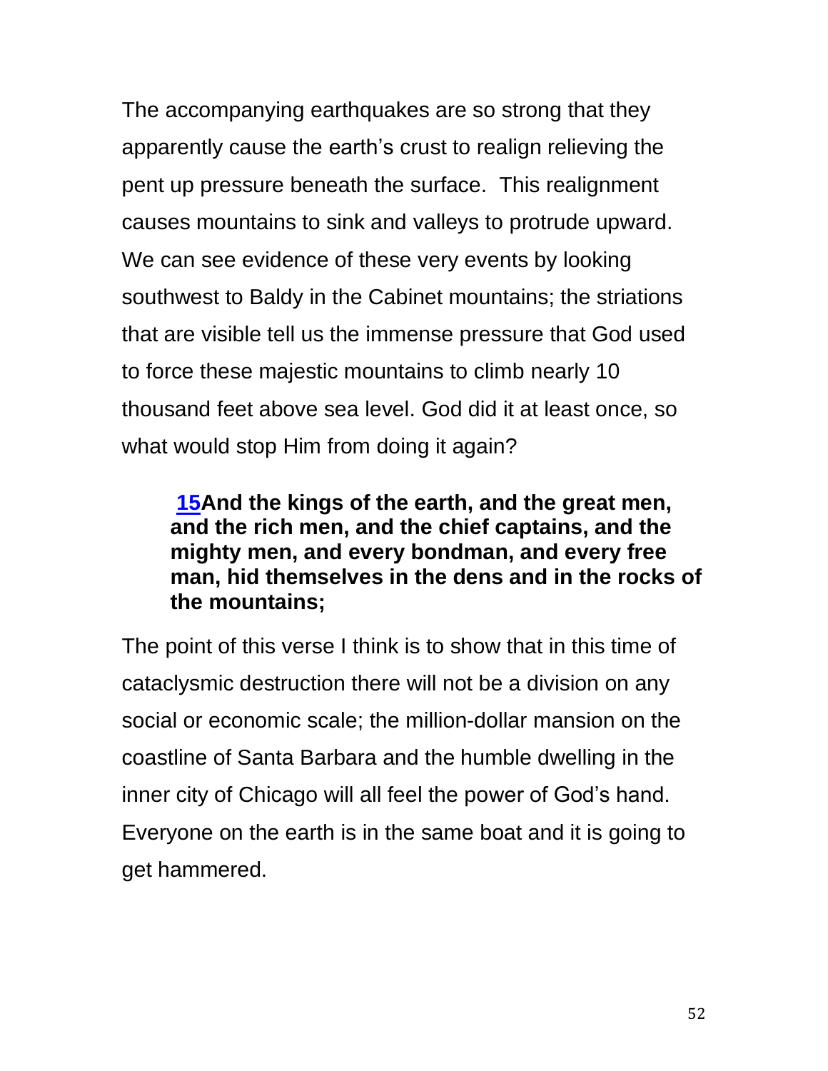The accompanying earthquakes are so strong that they apparently cause the earth's crust to realign relieving the pent up pressure beneath the surface.  This realignment causes mountains to sink and valleys to protrude upward. We can see evidence of these very events by looking southwest to Baldy in the Cabinet mountains; the striations that are visible tell us the immense pressure that God used to force these majestic mountains to climb nearly 10 thousand feet above sea level. God did it at least once, so what would stop Him from doing it again?

> **15And the kings of the earth, and the great men, and the rich men, and the chief captains, and the mighty men, and every bondman, and every free man, hid themselves in the dens and in the rocks of the mountains;**

The point of this verse I think is to show that in this time of cataclysmic destruction there will not be a division on any social or economic scale; the million-dollar mansion on the coastline of Santa Barbara and the humble dwelling in the inner city of Chicago will all feel the power of God's hand. Everyone on the earth is in the same boat and it is going to get hammered.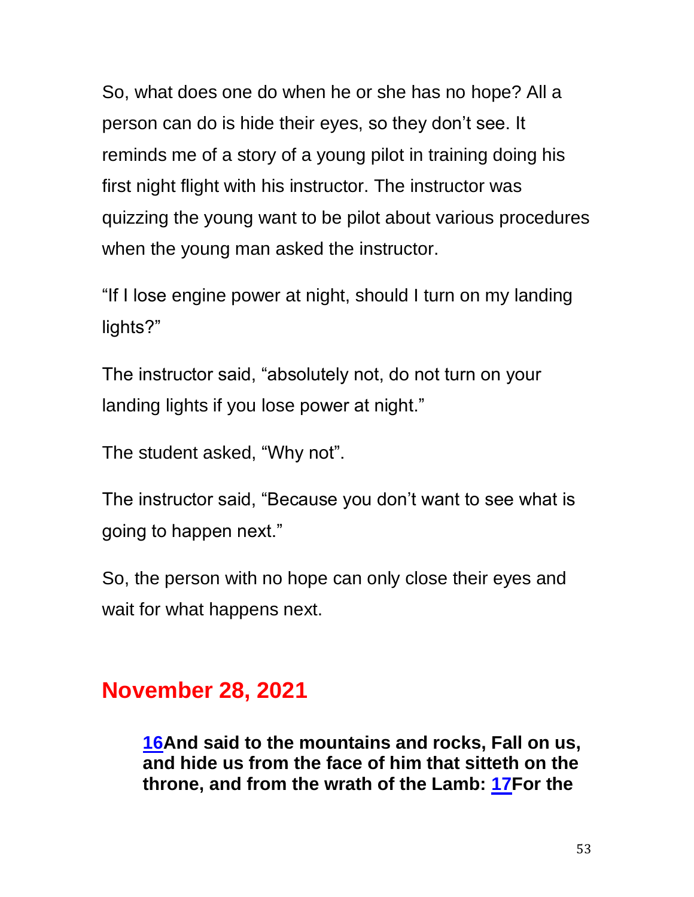So, what does one do when he or she has no hope? All a person can do is hide their eyes, so they don't see. It reminds me of a story of a young pilot in training doing his first night flight with his instructor. The instructor was quizzing the young want to be pilot about various procedures when the young man asked the instructor.

"If I lose engine power at night, should I turn on my landing lights?"

The instructor said, "absolutely not, do not turn on your landing lights if you lose power at night."

The student asked, "Why not".

The instructor said, "Because you don't want to see what is going to happen next."

So, the person with no hope can only close their eyes and wait for what happens next.

## November 28, 2021

> **16And said to the mountains and rocks, Fall on us, and hide us from the face of him that sitteth on the throne, and from the wrath of the Lamb: 17For the**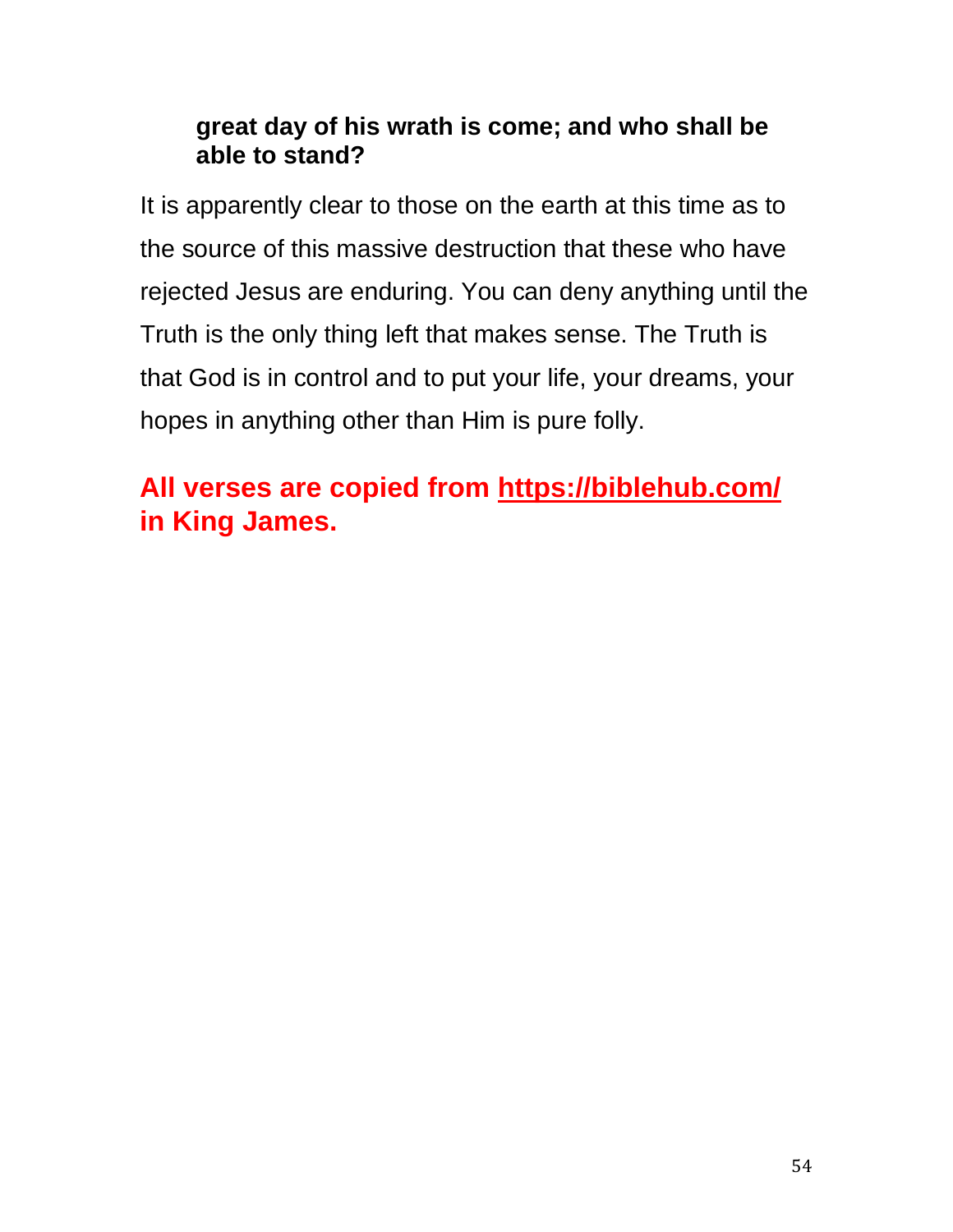**great day of his wrath is come; and who shall be able to stand?**

It is apparently clear to those on the earth at this time as to the source of this massive destruction that these who have rejected Jesus are enduring. You can deny anything until the Truth is the only thing left that makes sense. The Truth is that God is in control and to put your life, your dreams, your hopes in anything other than Him is pure folly.

**All verses are copied from [https://biblehub.com/](https://biblehub.com/) in King James.**